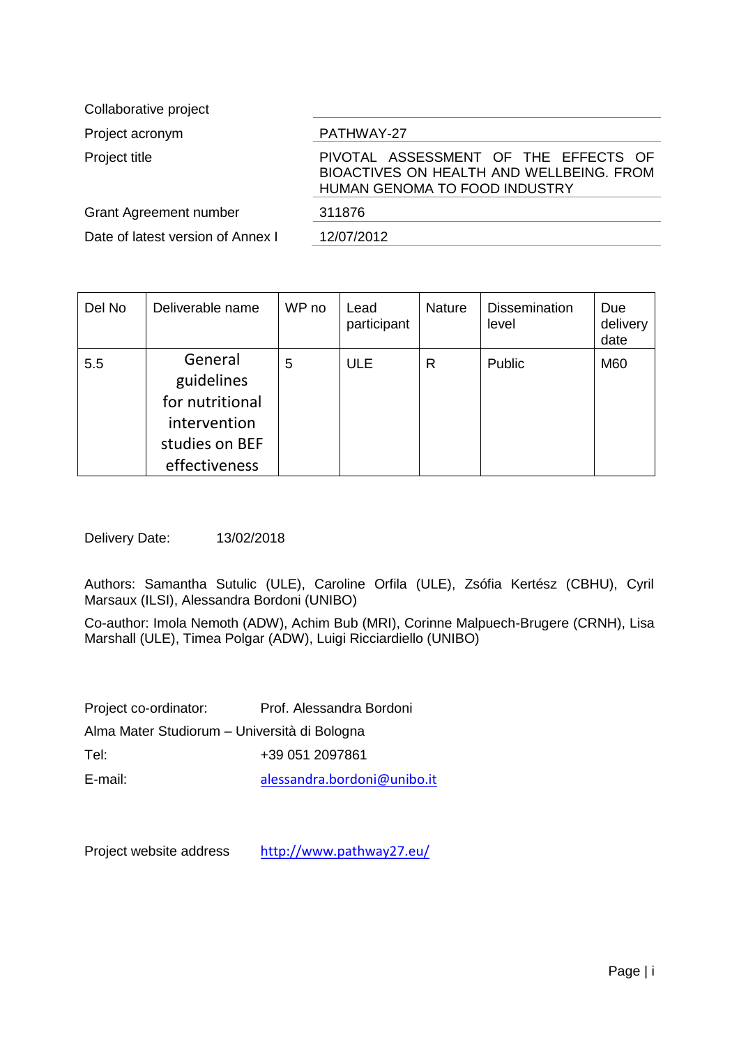| Collaborative project | |
|---|---|
| Project acronym | PATHWAY-27 |
| Project title | PIVOTAL ASSESSMENT OF THE EFFECTS OF BIOACTIVES ON HEALTH AND WELLBEING. FROM HUMAN GENOMA TO FOOD INDUSTRY |
| Grant Agreement number | 311876 |
| Date of latest version of Annex I | 12/07/2012 |

| Del No | Deliverable name | WP no | Lead participant | Nature | Dissemination level | Due delivery date |
|---|---|---|---|---|---|---|
| 5.5 | General guidelines for nutritional intervention studies on BEF effectiveness | 5 | ULE | R | Public | M60 |

Delivery Date: 13/02/2018

Authors: Samantha Sutulic (ULE), Caroline Orfila (ULE), Zsófia Kertész (CBHU), Cyril Marsaux (ILSI), Alessandra Bordoni (UNIBO)

Co-author: Imola Nemoth (ADW), Achim Bub (MRI), Corinne Malpuech-Brugere (CRNH), Lisa Marshall (ULE), Timea Polgar (ADW), Luigi Ricciardiello (UNIBO)

Project co-ordinator: Prof. Alessandra Bordoni

Alma Mater Studiorum – Università di Bologna

Tel: +39 051 2097861

E-mail: alessandra.bordoni@unibo.it

Project website address http://www.pathway27.eu/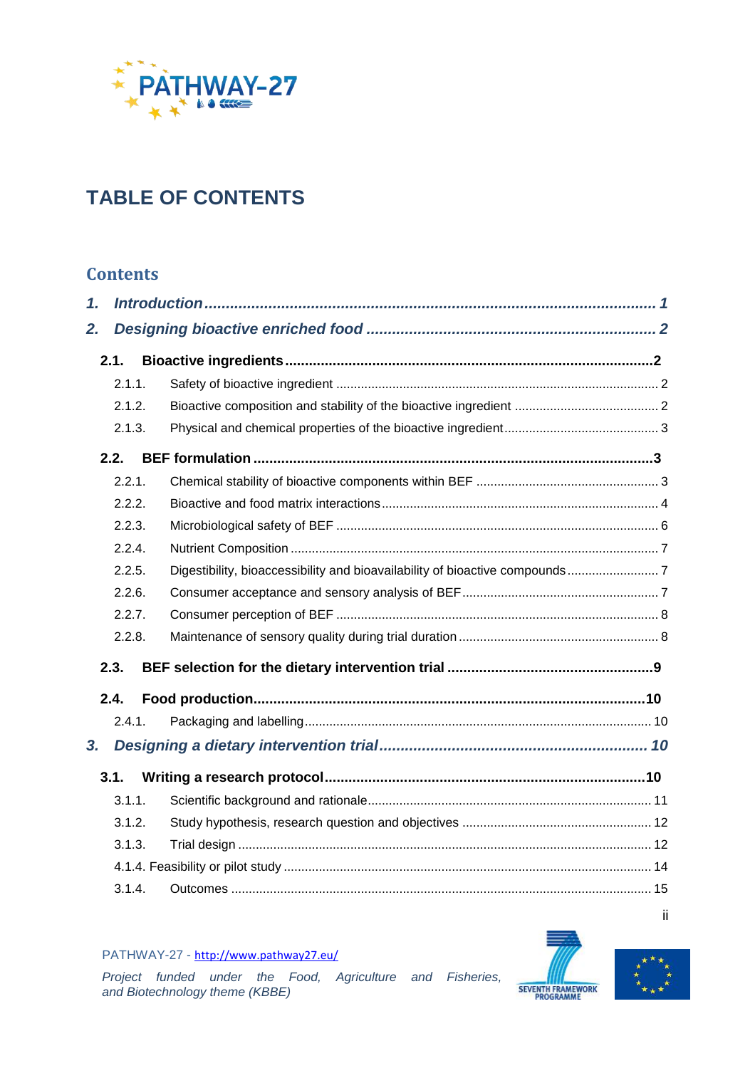# TABLE OF CONTENTS

## Contents

1. *Introduction* ..................................................... 1
2. *Designing bioactive enriched food* ..................................................... 2
   - **2.1. Bioactive ingredients** ..................................................... 2
     - 2.1.1. Safety of bioactive ingredient ..................................................... 2
     - 2.1.2. Bioactive composition and stability of the bioactive ingredient ..................................................... 2
     - 2.1.3. Physical and chemical properties of the bioactive ingredient ..................................................... 3
   - **2.2. BEF formulation** ..................................................... 3
     - 2.2.1. Chemical stability of bioactive components within BEF ..................................................... 3
     - 2.2.2. Bioactive and food matrix interactions ..................................................... 4
     - 2.2.3. Microbiological safety of BEF ..................................................... 6
     - 2.2.4. Nutrient Composition ..................................................... 7
     - 2.2.5. Digestibility, bioaccessibility and bioavailability of bioactive compounds ..................................................... 7
     - 2.2.6. Consumer acceptance and sensory analysis of BEF ..................................................... 7
     - 2.2.7. Consumer perception of BEF ..................................................... 8
     - 2.2.8. Maintenance of sensory quality during trial duration ..................................................... 8
   - **2.3. BEF selection for the dietary intervention trial** ..................................................... 9
   - **2.4. Food production** ..................................................... 10
     - 2.4.1. Packaging and labelling ..................................................... 10
3. *Designing a dietary intervention trial* ..................................................... 10
   - **3.1. Writing a research protocol** ..................................................... 10
     - 3.1.1. Scientific background and rationale ..................................................... 11
     - 3.1.2. Study hypothesis, research question and objectives ..................................................... 12
     - 3.1.3. Trial design ..................................................... 12
     - 4.1.4. Feasibility or pilot study ..................................................... 14
     - 3.1.4. Outcomes ..................................................... 15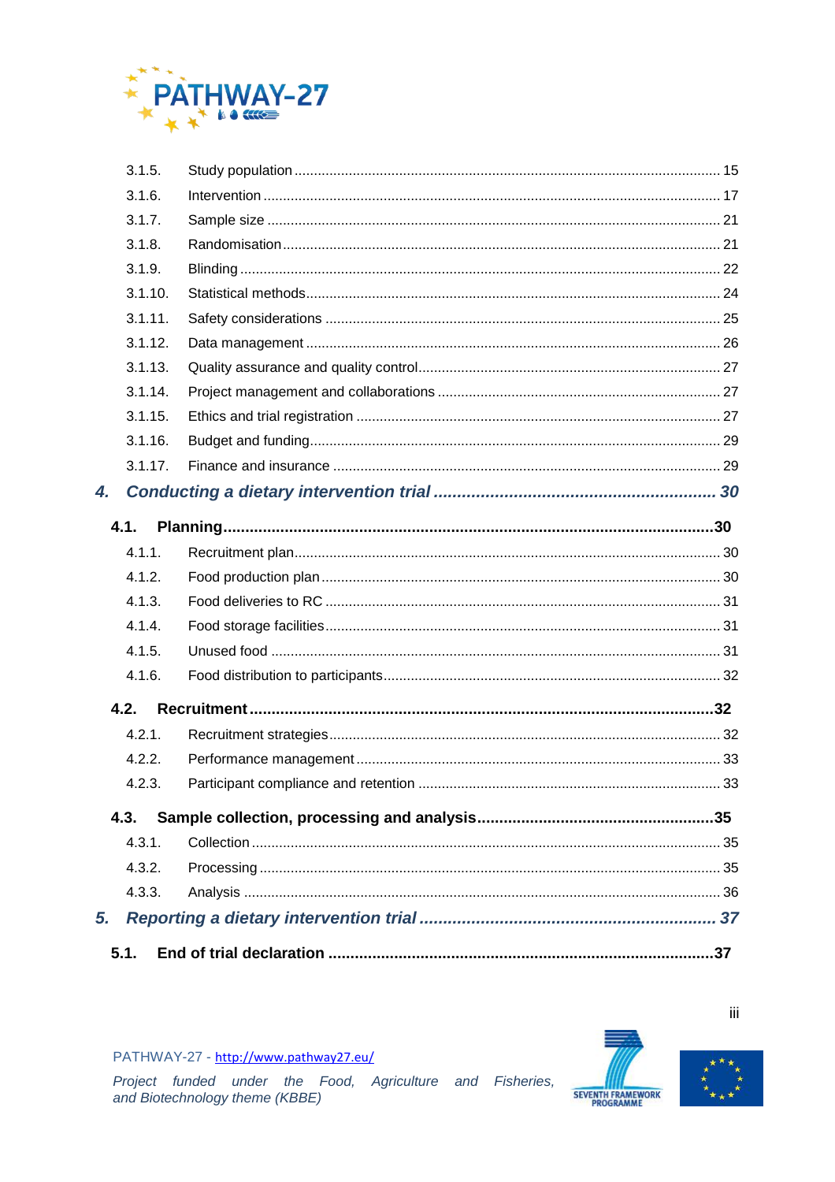3.1.5. Study population ........................................................................................ 15

3.1.6. Intervention ............................................................................................. 17

3.1.7. Sample size ............................................................................................. 21

3.1.8. Randomisation ......................................................................................... 21

3.1.9. Blinding ................................................................................................... 22

3.1.10. Statistical methods ................................................................................. 24

3.1.11. Safety considerations ............................................................................. 25

3.1.12. Data management .................................................................................. 26

3.1.13. Quality assurance and quality control ..................................................... 27

3.1.14. Project management and collaborations ................................................ 27

3.1.15. Ethics and trial registration ..................................................................... 27

3.1.16. Budget and funding ................................................................................. 29

3.1.17. Finance and insurance ............................................................................ 29

***4. Conducting a dietary intervention trial ........................................................ 30***

**4.1. Planning .................................................................................................. 30**

4.1.1. Recruitment plan ...................................................................................... 30

4.1.2. Food production plan ............................................................................... 30

4.1.3. Food deliveries to RC ............................................................................... 31

4.1.4. Food storage facilities .............................................................................. 31

4.1.5. Unused food ............................................................................................ 31

4.1.6. Food distribution to participants ............................................................... 32

**4.2. Recruitment ............................................................................................. 32**

4.2.1. Recruitment strategies ............................................................................. 32

4.2.2. Performance management ....................................................................... 33

4.2.3. Participant compliance and retention ....................................................... 33

**4.3. Sample collection, processing and analysis ............................................ 35**

4.3.1. Collection ................................................................................................. 35

4.3.2. Processing ............................................................................................... 35

4.3.3. Analysis ................................................................................................... 36

***5. Reporting a dietary intervention trial .......................................................... 37***

**5.1. End of trial declaration ............................................................................ 37**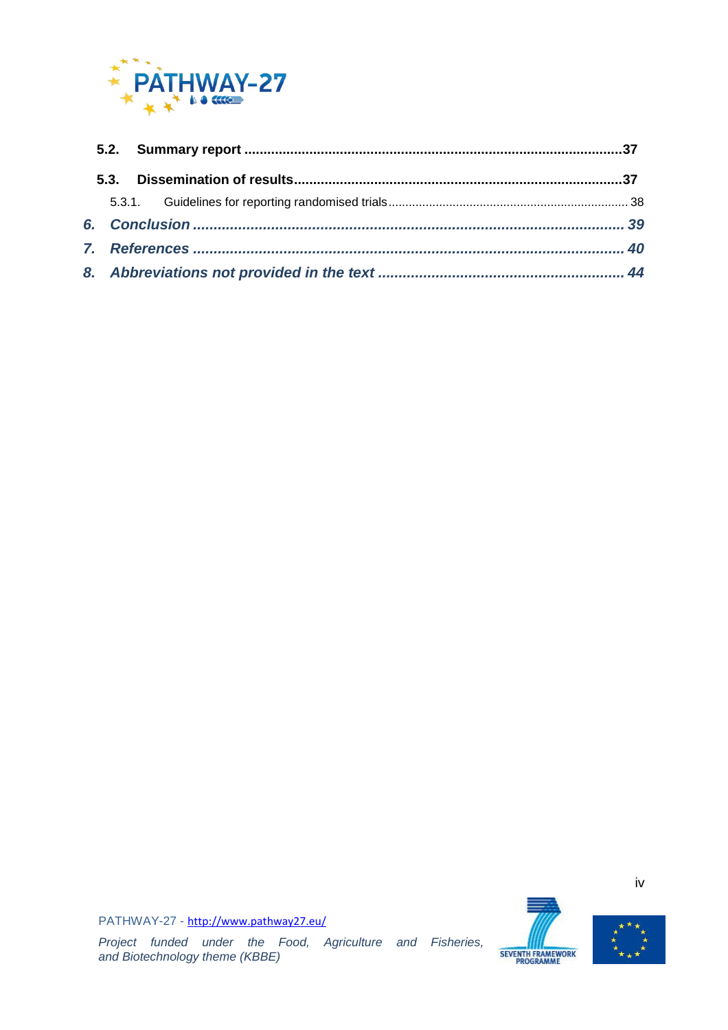**5.2. Summary report** .................................................................................................37

**5.3. Dissemination of results**.....................................................................................37

5.3.1. Guidelines for reporting randomised trials ..................................................................... 38

***6. Conclusion*** ....................................................................................................... ***39***

***7. References*** ..................................................................................................... ***40***

***8. Abbreviations not provided in the text*** ......................................................... ***44***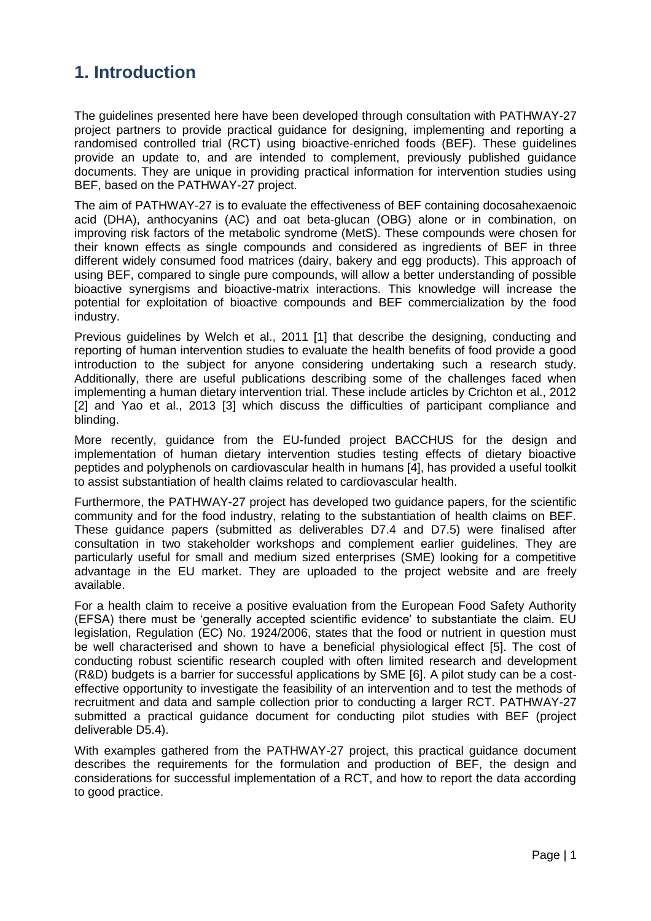# 1. Introduction

The guidelines presented here have been developed through consultation with PATHWAY-27 project partners to provide practical guidance for designing, implementing and reporting a randomised controlled trial (RCT) using bioactive-enriched foods (BEF). These guidelines provide an update to, and are intended to complement, previously published guidance documents. They are unique in providing practical information for intervention studies using BEF, based on the PATHWAY-27 project.

The aim of PATHWAY-27 is to evaluate the effectiveness of BEF containing docosahexaenoic acid (DHA), anthocyanins (AC) and oat beta-glucan (OBG) alone or in combination, on improving risk factors of the metabolic syndrome (MetS). These compounds were chosen for their known effects as single compounds and considered as ingredients of BEF in three different widely consumed food matrices (dairy, bakery and egg products). This approach of using BEF, compared to single pure compounds, will allow a better understanding of possible bioactive synergisms and bioactive-matrix interactions. This knowledge will increase the potential for exploitation of bioactive compounds and BEF commercialization by the food industry.

Previous guidelines by Welch et al., 2011 [1] that describe the designing, conducting and reporting of human intervention studies to evaluate the health benefits of food provide a good introduction to the subject for anyone considering undertaking such a research study. Additionally, there are useful publications describing some of the challenges faced when implementing a human dietary intervention trial. These include articles by Crichton et al., 2012 [2] and Yao et al., 2013 [3] which discuss the difficulties of participant compliance and blinding.

More recently, guidance from the EU-funded project BACCHUS for the design and implementation of human dietary intervention studies testing effects of dietary bioactive peptides and polyphenols on cardiovascular health in humans [4], has provided a useful toolkit to assist substantiation of health claims related to cardiovascular health.

Furthermore, the PATHWAY-27 project has developed two guidance papers, for the scientific community and for the food industry, relating to the substantiation of health claims on BEF. These guidance papers (submitted as deliverables D7.4 and D7.5) were finalised after consultation in two stakeholder workshops and complement earlier guidelines. They are particularly useful for small and medium sized enterprises (SME) looking for a competitive advantage in the EU market. They are uploaded to the project website and are freely available.

For a health claim to receive a positive evaluation from the European Food Safety Authority (EFSA) there must be 'generally accepted scientific evidence' to substantiate the claim. EU legislation, Regulation (EC) No. 1924/2006, states that the food or nutrient in question must be well characterised and shown to have a beneficial physiological effect [5]. The cost of conducting robust scientific research coupled with often limited research and development (R&D) budgets is a barrier for successful applications by SME [6]. A pilot study can be a cost-effective opportunity to investigate the feasibility of an intervention and to test the methods of recruitment and data and sample collection prior to conducting a larger RCT. PATHWAY-27 submitted a practical guidance document for conducting pilot studies with BEF (project deliverable D5.4).

With examples gathered from the PATHWAY-27 project, this practical guidance document describes the requirements for the formulation and production of BEF, the design and considerations for successful implementation of a RCT, and how to report the data according to good practice.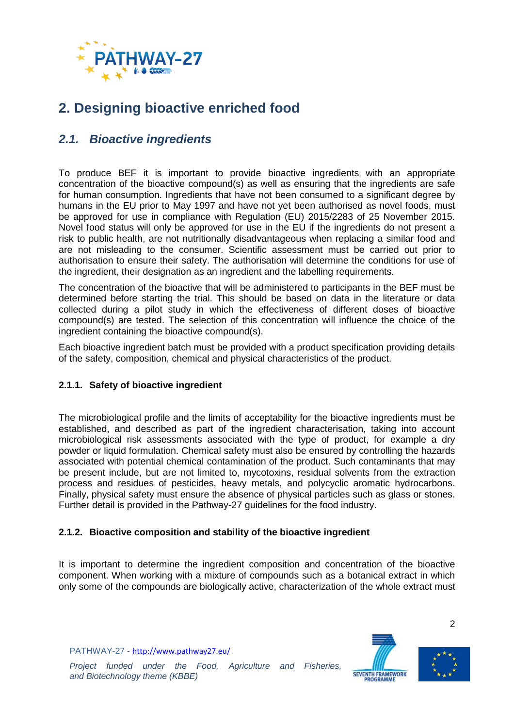## 2. Designing bioactive enriched food

### *2.1. Bioactive ingredients*

To produce BEF it is important to provide bioactive ingredients with an appropriate concentration of the bioactive compound(s) as well as ensuring that the ingredients are safe for human consumption. Ingredients that have not been consumed to a significant degree by humans in the EU prior to May 1997 and have not yet been authorised as novel foods, must be approved for use in compliance with Regulation (EU) 2015/2283 of 25 November 2015. Novel food status will only be approved for use in the EU if the ingredients do not present a risk to public health, are not nutritionally disadvantageous when replacing a similar food and are not misleading to the consumer. Scientific assessment must be carried out prior to authorisation to ensure their safety. The authorisation will determine the conditions for use of the ingredient, their designation as an ingredient and the labelling requirements.

The concentration of the bioactive that will be administered to participants in the BEF must be determined before starting the trial. This should be based on data in the literature or data collected during a pilot study in which the effectiveness of different doses of bioactive compound(s) are tested. The selection of this concentration will influence the choice of the ingredient containing the bioactive compound(s).

Each bioactive ingredient batch must be provided with a product specification providing details of the safety, composition, chemical and physical characteristics of the product.

#### 2.1.1. Safety of bioactive ingredient

The microbiological profile and the limits of acceptability for the bioactive ingredients must be established, and described as part of the ingredient characterisation, taking into account microbiological risk assessments associated with the type of product, for example a dry powder or liquid formulation. Chemical safety must also be ensured by controlling the hazards associated with potential chemical contamination of the product. Such contaminants that may be present include, but are not limited to, mycotoxins, residual solvents from the extraction process and residues of pesticides, heavy metals, and polycyclic aromatic hydrocarbons. Finally, physical safety must ensure the absence of physical particles such as glass or stones. Further detail is provided in the Pathway-27 guidelines for the food industry.

#### 2.1.2. Bioactive composition and stability of the bioactive ingredient

It is important to determine the ingredient composition and concentration of the bioactive component. When working with a mixture of compounds such as a botanical extract in which only some of the compounds are biologically active, characterization of the whole extract must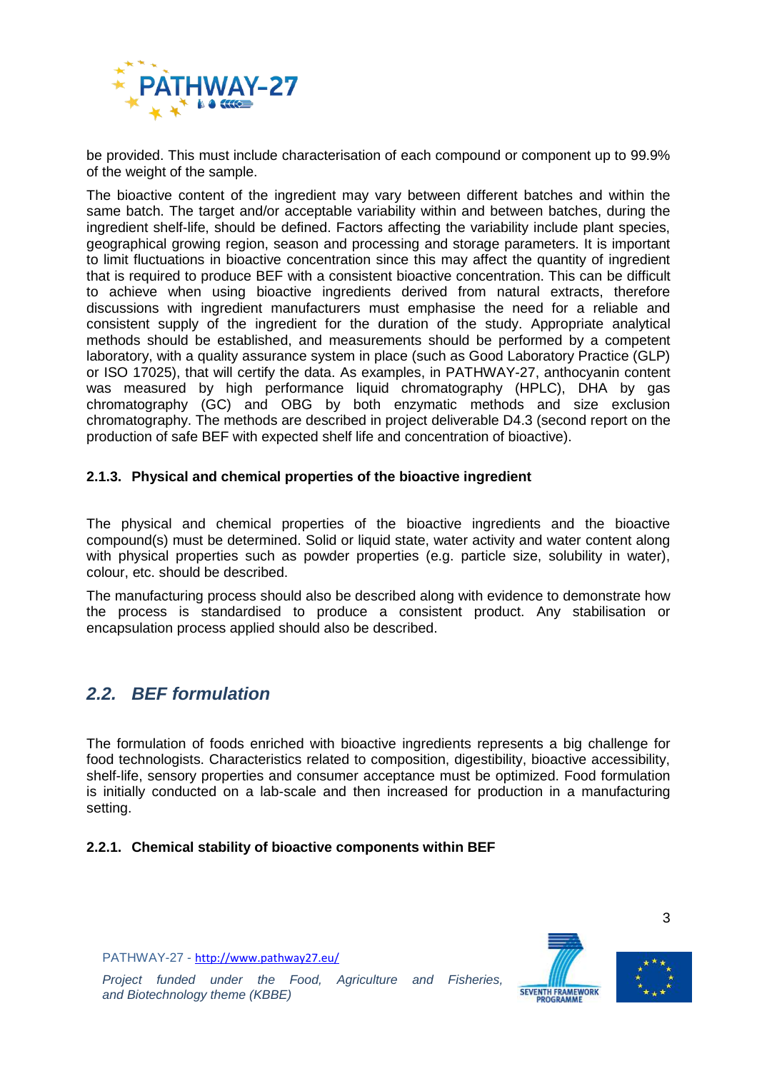be provided. This must include characterisation of each compound or component up to 99.9% of the weight of the sample.

The bioactive content of the ingredient may vary between different batches and within the same batch. The target and/or acceptable variability within and between batches, during the ingredient shelf-life, should be defined. Factors affecting the variability include plant species, geographical growing region, season and processing and storage parameters. It is important to limit fluctuations in bioactive concentration since this may affect the quantity of ingredient that is required to produce BEF with a consistent bioactive concentration. This can be difficult to achieve when using bioactive ingredients derived from natural extracts, therefore discussions with ingredient manufacturers must emphasise the need for a reliable and consistent supply of the ingredient for the duration of the study. Appropriate analytical methods should be established, and measurements should be performed by a competent laboratory, with a quality assurance system in place (such as Good Laboratory Practice (GLP) or ISO 17025), that will certify the data. As examples, in PATHWAY-27, anthocyanin content was measured by high performance liquid chromatography (HPLC), DHA by gas chromatography (GC) and OBG by both enzymatic methods and size exclusion chromatography. The methods are described in project deliverable D4.3 (second report on the production of safe BEF with expected shelf life and concentration of bioactive).

#### 2.1.3. Physical and chemical properties of the bioactive ingredient

The physical and chemical properties of the bioactive ingredients and the bioactive compound(s) must be determined. Solid or liquid state, water activity and water content along with physical properties such as powder properties (e.g. particle size, solubility in water), colour, etc. should be described.

The manufacturing process should also be described along with evidence to demonstrate how the process is standardised to produce a consistent product. Any stabilisation or encapsulation process applied should also be described.

### *2.2. BEF formulation*

The formulation of foods enriched with bioactive ingredients represents a big challenge for food technologists. Characteristics related to composition, digestibility, bioactive accessibility, shelf-life, sensory properties and consumer acceptance must be optimized. Food formulation is initially conducted on a lab-scale and then increased for production in a manufacturing setting.

#### 2.2.1. Chemical stability of bioactive components within BEF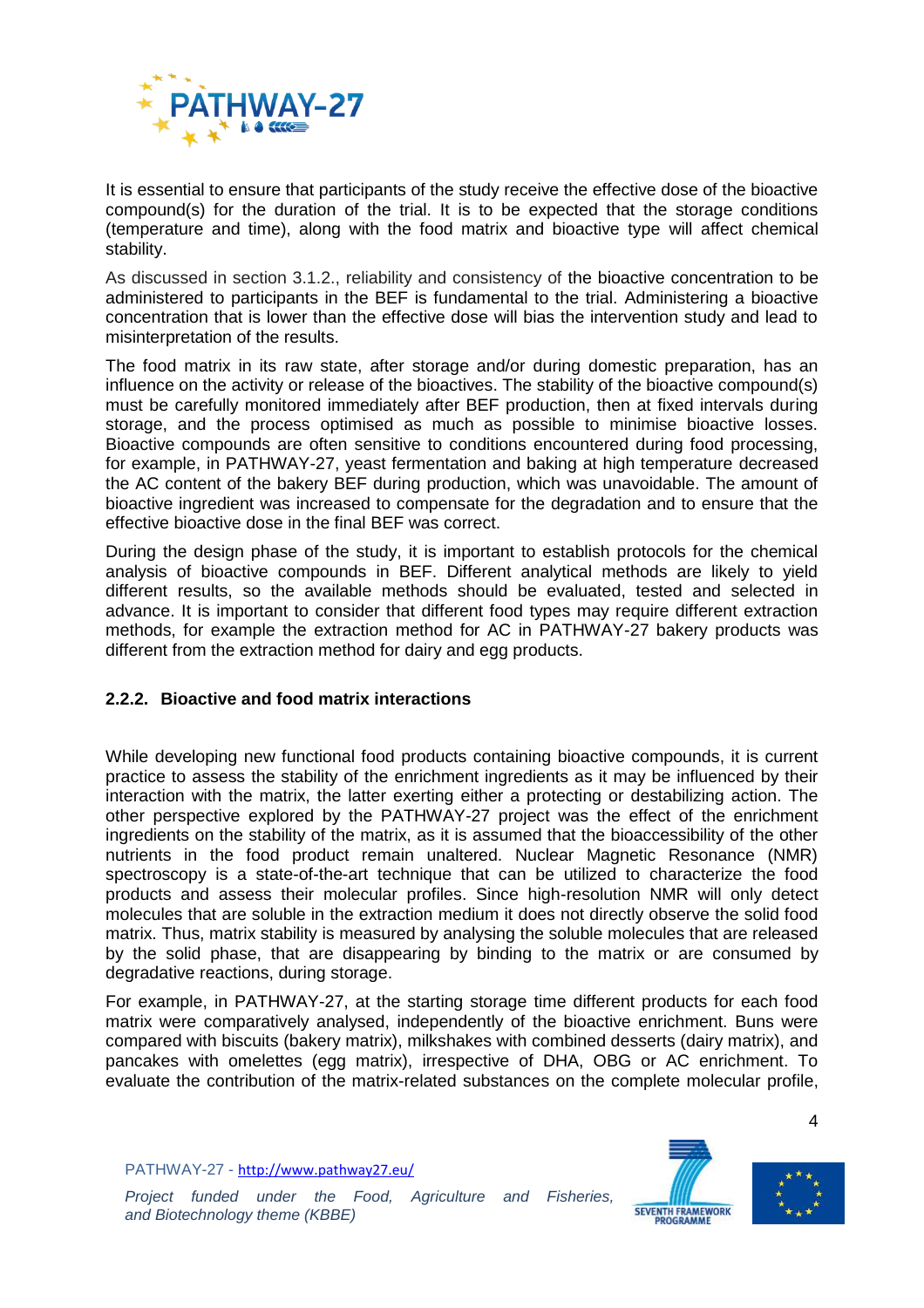It is essential to ensure that participants of the study receive the effective dose of the bioactive compound(s) for the duration of the trial. It is to be expected that the storage conditions (temperature and time), along with the food matrix and bioactive type will affect chemical stability.

As discussed in section 3.1.2., reliability and consistency of the bioactive concentration to be administered to participants in the BEF is fundamental to the trial. Administering a bioactive concentration that is lower than the effective dose will bias the intervention study and lead to misinterpretation of the results.

The food matrix in its raw state, after storage and/or during domestic preparation, has an influence on the activity or release of the bioactives. The stability of the bioactive compound(s) must be carefully monitored immediately after BEF production, then at fixed intervals during storage, and the process optimised as much as possible to minimise bioactive losses. Bioactive compounds are often sensitive to conditions encountered during food processing, for example, in PATHWAY-27, yeast fermentation and baking at high temperature decreased the AC content of the bakery BEF during production, which was unavoidable. The amount of bioactive ingredient was increased to compensate for the degradation and to ensure that the effective bioactive dose in the final BEF was correct.

During the design phase of the study, it is important to establish protocols for the chemical analysis of bioactive compounds in BEF. Different analytical methods are likely to yield different results, so the available methods should be evaluated, tested and selected in advance. It is important to consider that different food types may require different extraction methods, for example the extraction method for AC in PATHWAY-27 bakery products was different from the extraction method for dairy and egg products.

### 2.2.2. Bioactive and food matrix interactions

While developing new functional food products containing bioactive compounds, it is current practice to assess the stability of the enrichment ingredients as it may be influenced by their interaction with the matrix, the latter exerting either a protecting or destabilizing action. The other perspective explored by the PATHWAY-27 project was the effect of the enrichment ingredients on the stability of the matrix, as it is assumed that the bioaccessibility of the other nutrients in the food product remain unaltered. Nuclear Magnetic Resonance (NMR) spectroscopy is a state-of-the-art technique that can be utilized to characterize the food products and assess their molecular profiles. Since high-resolution NMR will only detect molecules that are soluble in the extraction medium it does not directly observe the solid food matrix. Thus, matrix stability is measured by analysing the soluble molecules that are released by the solid phase, that are disappearing by binding to the matrix or are consumed by degradative reactions, during storage.

For example, in PATHWAY-27, at the starting storage time different products for each food matrix were comparatively analysed, independently of the bioactive enrichment. Buns were compared with biscuits (bakery matrix), milkshakes with combined desserts (dairy matrix), and pancakes with omelettes (egg matrix), irrespective of DHA, OBG or AC enrichment. To evaluate the contribution of the matrix-related substances on the complete molecular profile,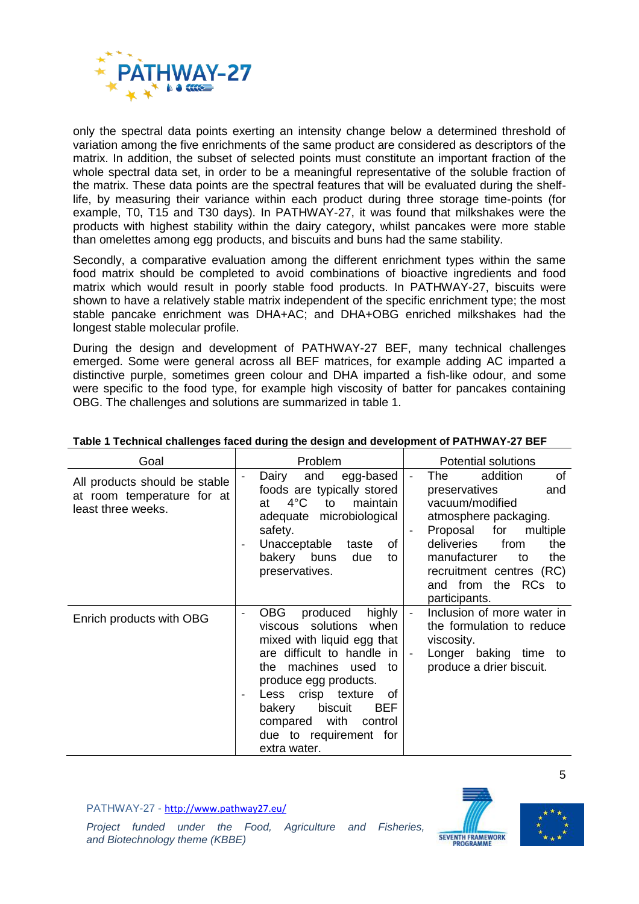only the spectral data points exerting an intensity change below a determined threshold of variation among the five enrichments of the same product are considered as descriptors of the matrix. In addition, the subset of selected points must constitute an important fraction of the whole spectral data set, in order to be a meaningful representative of the soluble fraction of the matrix. These data points are the spectral features that will be evaluated during the shelf-life, by measuring their variance within each product during three storage time-points (for example, T0, T15 and T30 days). In PATHWAY-27, it was found that milkshakes were the products with highest stability within the dairy category, whilst pancakes were more stable than omelettes among egg products, and biscuits and buns had the same stability.

Secondly, a comparative evaluation among the different enrichment types within the same food matrix should be completed to avoid combinations of bioactive ingredients and food matrix which would result in poorly stable food products. In PATHWAY-27, biscuits were shown to have a relatively stable matrix independent of the specific enrichment type; the most stable pancake enrichment was DHA+AC; and DHA+OBG enriched milkshakes had the longest stable molecular profile.

During the design and development of PATHWAY-27 BEF, many technical challenges emerged. Some were general across all BEF matrices, for example adding AC imparted a distinctive purple, sometimes green colour and DHA imparted a fish-like odour, and some were specific to the food type, for example high viscosity of batter for pancakes containing OBG. The challenges and solutions are summarized in table 1.

**Table 1 Technical challenges faced during the design and development of PATHWAY-27 BEF**

| Goal | Problem | Potential solutions |
|---|---|---|
| All products should be stable at room temperature for at least three weeks. | - Dairy and egg-based foods are typically stored at 4°C to maintain adequate microbiological safety.<br>- Unacceptable taste of bakery buns due to preservatives. | - The addition of preservatives and vacuum/modified atmosphere packaging.<br>- Proposal for multiple deliveries from the manufacturer to the recruitment centres (RC) and from the RCs to participants. |
| Enrich products with OBG | - OBG produced highly viscous solutions when mixed with liquid egg that are difficult to handle in the machines used to produce egg products.<br>- Less crisp texture of bakery biscuit BEF compared with control due to requirement for extra water. | - Inclusion of more water in the formulation to reduce viscosity.<br>- Longer baking time to produce a drier biscuit. |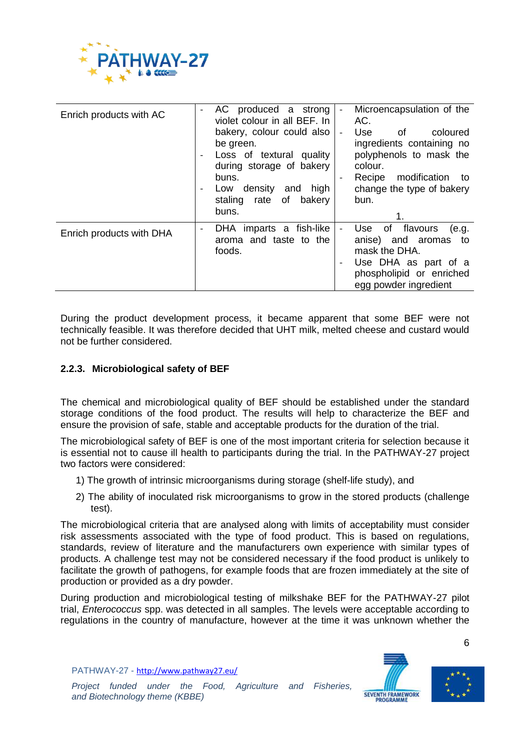| Enrich products with AC | - AC produced a strong violet colour in all BEF. In bakery, colour could also be green.<br>- Loss of textural quality during storage of bakery buns.<br>- Low density and high staling rate of bakery buns. | - Microencapsulation of the AC.<br>- Use of coloured ingredients containing no polyphenols to mask the colour.<br>- Recipe modification to change the type of bakery bun.<br>1. |
|---|---|---|
| Enrich products with DHA | - DHA imparts a fish-like aroma and taste to the foods. | - Use of flavours (e.g. anise) and aromas to mask the DHA.<br>- Use DHA as part of a phospholipid or enriched egg powder ingredient |

During the product development process, it became apparent that some BEF were not technically feasible. It was therefore decided that UHT milk, melted cheese and custard would not be further considered.

### 2.2.3. Microbiological safety of BEF

The chemical and microbiological quality of BEF should be established under the standard storage conditions of the food product. The results will help to characterize the BEF and ensure the provision of safe, stable and acceptable products for the duration of the trial.

The microbiological safety of BEF is one of the most important criteria for selection because it is essential not to cause ill health to participants during the trial. In the PATHWAY-27 project two factors were considered:

1) The growth of intrinsic microorganisms during storage (shelf-life study), and
2) The ability of inoculated risk microorganisms to grow in the stored products (challenge test).

The microbiological criteria that are analysed along with limits of acceptability must consider risk assessments associated with the type of food product. This is based on regulations, standards, review of literature and the manufacturers own experience with similar types of products. A challenge test may not be considered necessary if the food product is unlikely to facilitate the growth of pathogens, for example foods that are frozen immediately at the site of production or provided as a dry powder.

During production and microbiological testing of milkshake BEF for the PATHWAY-27 pilot trial, *Enterococcus* spp. was detected in all samples. The levels were acceptable according to regulations in the country of manufacture, however at the time it was unknown whether the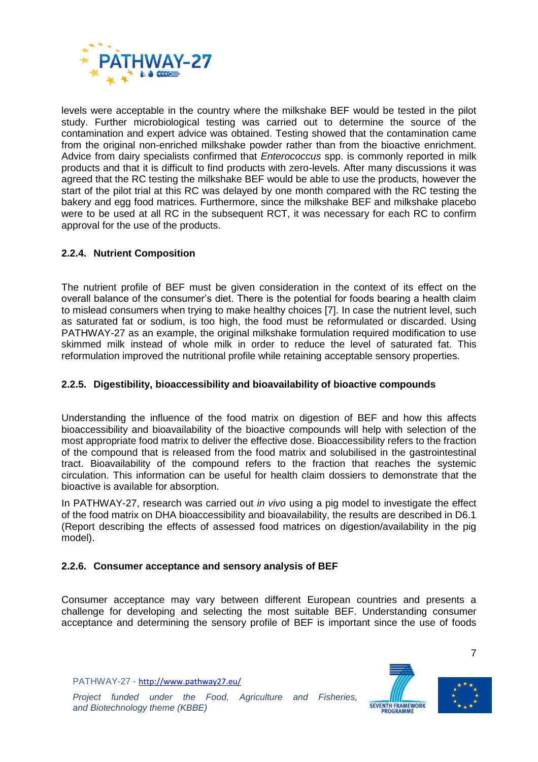levels were acceptable in the country where the milkshake BEF would be tested in the pilot study. Further microbiological testing was carried out to determine the source of the contamination and expert advice was obtained. Testing showed that the contamination came from the original non-enriched milkshake powder rather than from the bioactive enrichment. Advice from dairy specialists confirmed that *Enterococcus* spp. is commonly reported in milk products and that it is difficult to find products with zero-levels. After many discussions it was agreed that the RC testing the milkshake BEF would be able to use the products, however the start of the pilot trial at this RC was delayed by one month compared with the RC testing the bakery and egg food matrices. Furthermore, since the milkshake BEF and milkshake placebo were to be used at all RC in the subsequent RCT, it was necessary for each RC to confirm approval for the use of the products.

### 2.2.4. Nutrient Composition

The nutrient profile of BEF must be given consideration in the context of its effect on the overall balance of the consumer's diet. There is the potential for foods bearing a health claim to mislead consumers when trying to make healthy choices [7]. In case the nutrient level, such as saturated fat or sodium, is too high, the food must be reformulated or discarded. Using PATHWAY-27 as an example, the original milkshake formulation required modification to use skimmed milk instead of whole milk in order to reduce the level of saturated fat. This reformulation improved the nutritional profile while retaining acceptable sensory properties.

### 2.2.5. Digestibility, bioaccessibility and bioavailability of bioactive compounds

Understanding the influence of the food matrix on digestion of BEF and how this affects bioaccessibility and bioavailability of the bioactive compounds will help with selection of the most appropriate food matrix to deliver the effective dose. Bioaccessibility refers to the fraction of the compound that is released from the food matrix and solubilised in the gastrointestinal tract. Bioavailability of the compound refers to the fraction that reaches the systemic circulation. This information can be useful for health claim dossiers to demonstrate that the bioactive is available for absorption.

In PATHWAY-27, research was carried out *in vivo* using a pig model to investigate the effect of the food matrix on DHA bioaccessibility and bioavailability, the results are described in D6.1 (Report describing the effects of assessed food matrices on digestion/availability in the pig model).

### 2.2.6. Consumer acceptance and sensory analysis of BEF

Consumer acceptance may vary between different European countries and presents a challenge for developing and selecting the most suitable BEF. Understanding consumer acceptance and determining the sensory profile of BEF is important since the use of foods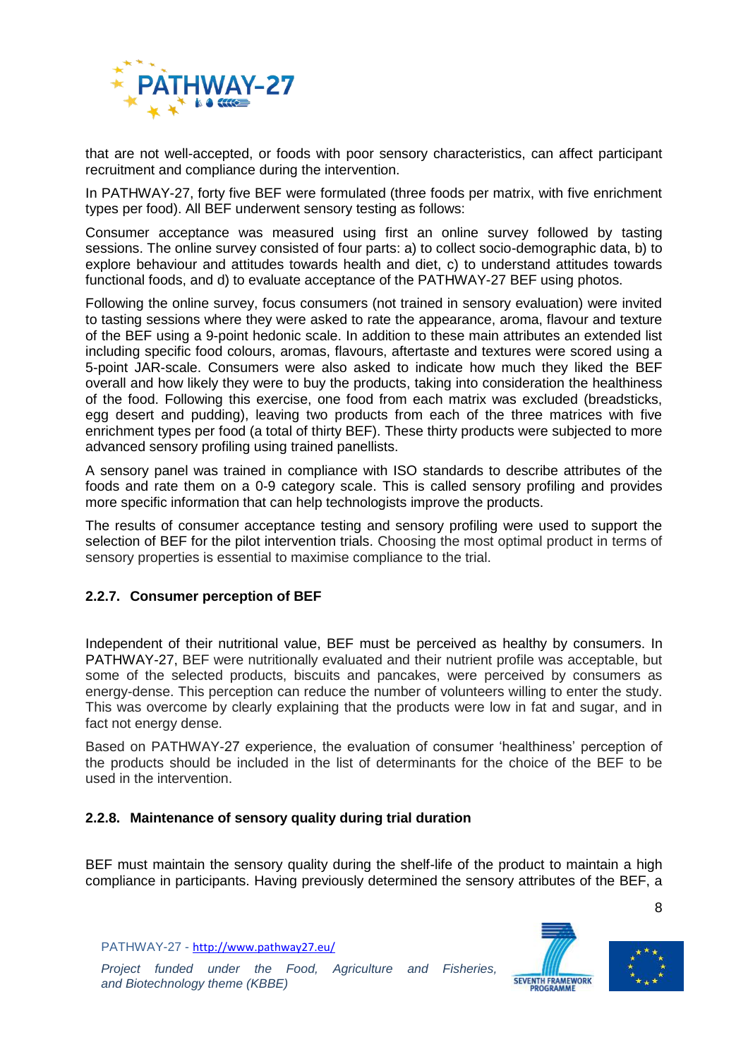that are not well-accepted, or foods with poor sensory characteristics, can affect participant recruitment and compliance during the intervention.

In PATHWAY-27, forty five BEF were formulated (three foods per matrix, with five enrichment types per food). All BEF underwent sensory testing as follows:

Consumer acceptance was measured using first an online survey followed by tasting sessions. The online survey consisted of four parts: a) to collect socio-demographic data, b) to explore behaviour and attitudes towards health and diet, c) to understand attitudes towards functional foods, and d) to evaluate acceptance of the PATHWAY-27 BEF using photos.

Following the online survey, focus consumers (not trained in sensory evaluation) were invited to tasting sessions where they were asked to rate the appearance, aroma, flavour and texture of the BEF using a 9-point hedonic scale. In addition to these main attributes an extended list including specific food colours, aromas, flavours, aftertaste and textures were scored using a 5-point JAR-scale. Consumers were also asked to indicate how much they liked the BEF overall and how likely they were to buy the products, taking into consideration the healthiness of the food. Following this exercise, one food from each matrix was excluded (breadsticks, egg desert and pudding), leaving two products from each of the three matrices with five enrichment types per food (a total of thirty BEF). These thirty products were subjected to more advanced sensory profiling using trained panellists.

A sensory panel was trained in compliance with ISO standards to describe attributes of the foods and rate them on a 0-9 category scale. This is called sensory profiling and provides more specific information that can help technologists improve the products.

The results of consumer acceptance testing and sensory profiling were used to support the selection of BEF for the pilot intervention trials. Choosing the most optimal product in terms of sensory properties is essential to maximise compliance to the trial.

### 2.2.7. Consumer perception of BEF

Independent of their nutritional value, BEF must be perceived as healthy by consumers. In PATHWAY-27, BEF were nutritionally evaluated and their nutrient profile was acceptable, but some of the selected products, biscuits and pancakes, were perceived by consumers as energy-dense. This perception can reduce the number of volunteers willing to enter the study. This was overcome by clearly explaining that the products were low in fat and sugar, and in fact not energy dense.

Based on PATHWAY-27 experience, the evaluation of consumer 'healthiness' perception of the products should be included in the list of determinants for the choice of the BEF to be used in the intervention.

### 2.2.8. Maintenance of sensory quality during trial duration

BEF must maintain the sensory quality during the shelf-life of the product to maintain a high compliance in participants. Having previously determined the sensory attributes of the BEF, a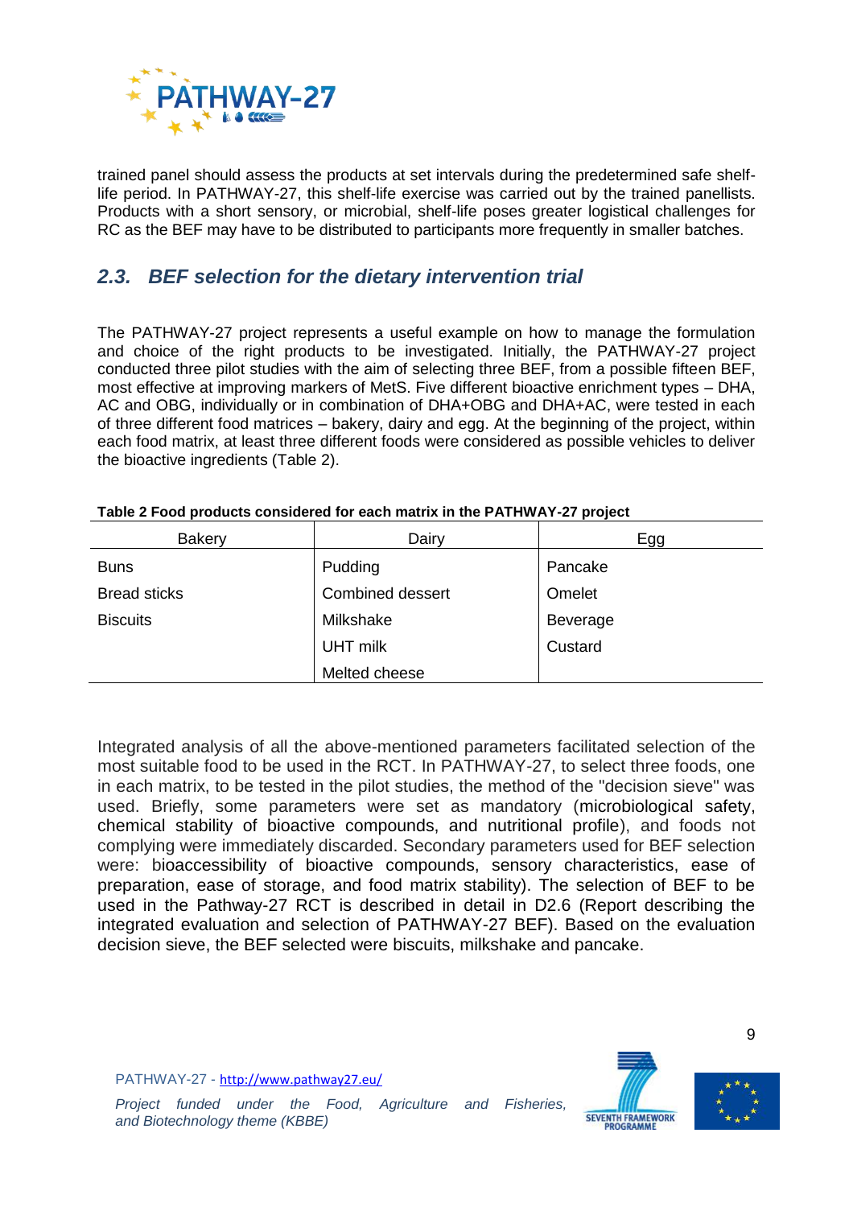trained panel should assess the products at set intervals during the predetermined safe shelf-life period. In PATHWAY-27, this shelf-life exercise was carried out by the trained panellists. Products with a short sensory, or microbial, shelf-life poses greater logistical challenges for RC as the BEF may have to be distributed to participants more frequently in smaller batches.

## *2.3. BEF selection for the dietary intervention trial*

The PATHWAY-27 project represents a useful example on how to manage the formulation and choice of the right products to be investigated. Initially, the PATHWAY-27 project conducted three pilot studies with the aim of selecting three BEF, from a possible fifteen BEF, most effective at improving markers of MetS. Five different bioactive enrichment types – DHA, AC and OBG, individually or in combination of DHA+OBG and DHA+AC, were tested in each of three different food matrices – bakery, dairy and egg. At the beginning of the project, within each food matrix, at least three different foods were considered as possible vehicles to deliver the bioactive ingredients (Table 2).

**Table 2 Food products considered for each matrix in the PATHWAY-27 project**

| Bakery | Dairy | Egg |
|---|---|---|
| Buns | Pudding | Pancake |
| Bread sticks | Combined dessert | Omelet |
| Biscuits | Milkshake | Beverage |
| | UHT milk | Custard |
| | Melted cheese | |

Integrated analysis of all the above-mentioned parameters facilitated selection of the most suitable food to be used in the RCT. In PATHWAY-27, to select three foods, one in each matrix, to be tested in the pilot studies, the method of the "decision sieve" was used. Briefly, some parameters were set as mandatory (microbiological safety, chemical stability of bioactive compounds, and nutritional profile), and foods not complying were immediately discarded. Secondary parameters used for BEF selection were: bioaccessibility of bioactive compounds, sensory characteristics, ease of preparation, ease of storage, and food matrix stability). The selection of BEF to be used in the Pathway-27 RCT is described in detail in D2.6 (Report describing the integrated evaluation and selection of PATHWAY-27 BEF). Based on the evaluation decision sieve, the BEF selected were biscuits, milkshake and pancake.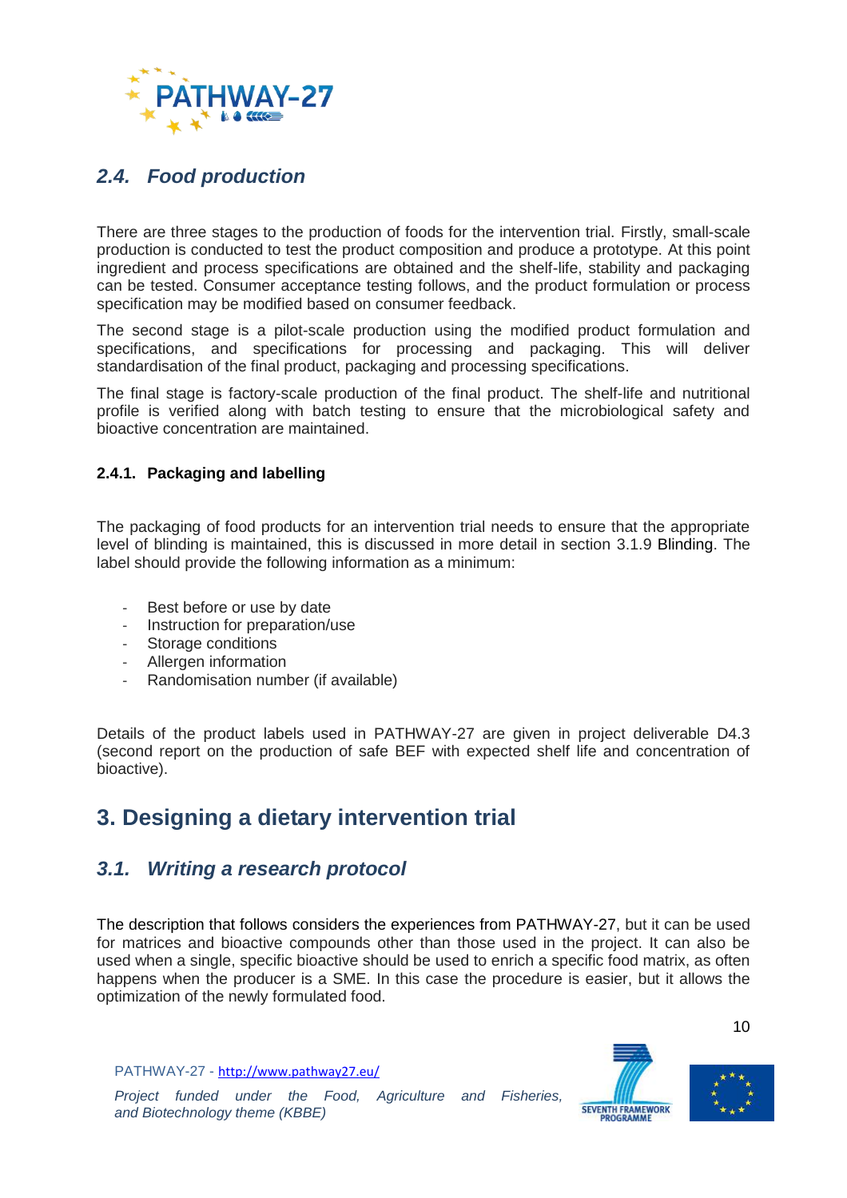## *2.4. Food production*

There are three stages to the production of foods for the intervention trial. Firstly, small-scale production is conducted to test the product composition and produce a prototype. At this point ingredient and process specifications are obtained and the shelf-life, stability and packaging can be tested. Consumer acceptance testing follows, and the product formulation or process specification may be modified based on consumer feedback.

The second stage is a pilot-scale production using the modified product formulation and specifications, and specifications for processing and packaging. This will deliver standardisation of the final product, packaging and processing specifications.

The final stage is factory-scale production of the final product. The shelf-life and nutritional profile is verified along with batch testing to ensure that the microbiological safety and bioactive concentration are maintained.

### 2.4.1. Packaging and labelling

The packaging of food products for an intervention trial needs to ensure that the appropriate level of blinding is maintained, this is discussed in more detail in section 3.1.9 Blinding. The label should provide the following information as a minimum:

- Best before or use by date
- Instruction for preparation/use
- Storage conditions
- Allergen information
- Randomisation number (if available)

Details of the product labels used in PATHWAY-27 are given in project deliverable D4.3 (second report on the production of safe BEF with expected shelf life and concentration of bioactive).

# 3. Designing a dietary intervention trial

## *3.1. Writing a research protocol*

The description that follows considers the experiences from PATHWAY-27, but it can be used for matrices and bioactive compounds other than those used in the project. It can also be used when a single, specific bioactive should be used to enrich a specific food matrix, as often happens when the producer is a SME. In this case the procedure is easier, but it allows the optimization of the newly formulated food.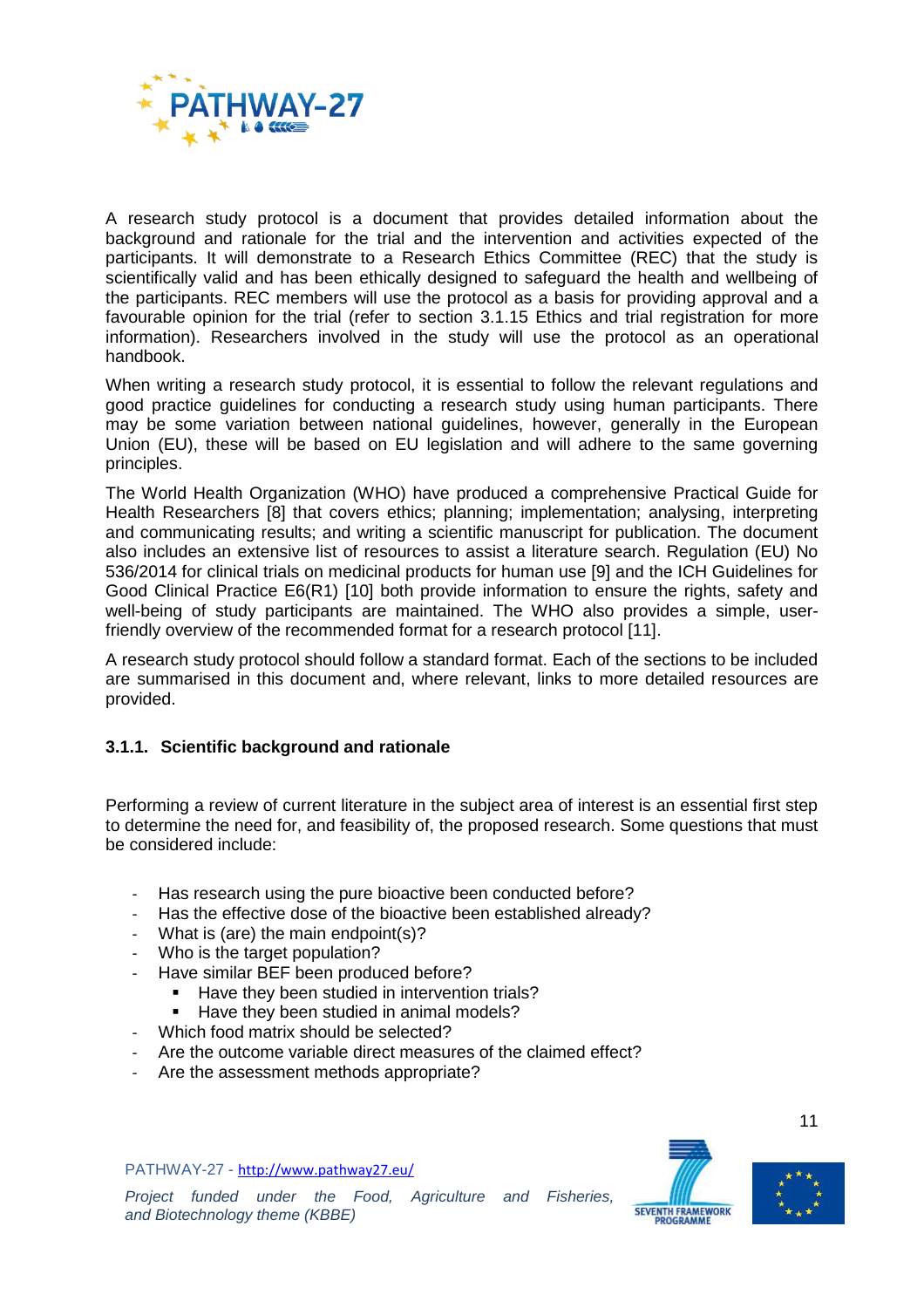A research study protocol is a document that provides detailed information about the background and rationale for the trial and the intervention and activities expected of the participants. It will demonstrate to a Research Ethics Committee (REC) that the study is scientifically valid and has been ethically designed to safeguard the health and wellbeing of the participants. REC members will use the protocol as a basis for providing approval and a favourable opinion for the trial (refer to section 3.1.15 Ethics and trial registration for more information). Researchers involved in the study will use the protocol as an operational handbook.

When writing a research study protocol, it is essential to follow the relevant regulations and good practice guidelines for conducting a research study using human participants. There may be some variation between national guidelines, however, generally in the European Union (EU), these will be based on EU legislation and will adhere to the same governing principles.

The World Health Organization (WHO) have produced a comprehensive Practical Guide for Health Researchers [8] that covers ethics; planning; implementation; analysing, interpreting and communicating results; and writing a scientific manuscript for publication. The document also includes an extensive list of resources to assist a literature search. Regulation (EU) No 536/2014 for clinical trials on medicinal products for human use [9] and the ICH Guidelines for Good Clinical Practice E6(R1) [10] both provide information to ensure the rights, safety and well-being of study participants are maintained. The WHO also provides a simple, user-friendly overview of the recommended format for a research protocol [11].

A research study protocol should follow a standard format. Each of the sections to be included are summarised in this document and, where relevant, links to more detailed resources are provided.

### 3.1.1. Scientific background and rationale

Performing a review of current literature in the subject area of interest is an essential first step to determine the need for, and feasibility of, the proposed research. Some questions that must be considered include:

- Has research using the pure bioactive been conducted before?
- Has the effective dose of the bioactive been established already?
- What is (are) the main endpoint(s)?
- Who is the target population?
- Have similar BEF been produced before?
    - Have they been studied in intervention trials?
    - Have they been studied in animal models?
- Which food matrix should be selected?
- Are the outcome variable direct measures of the claimed effect?
- Are the assessment methods appropriate?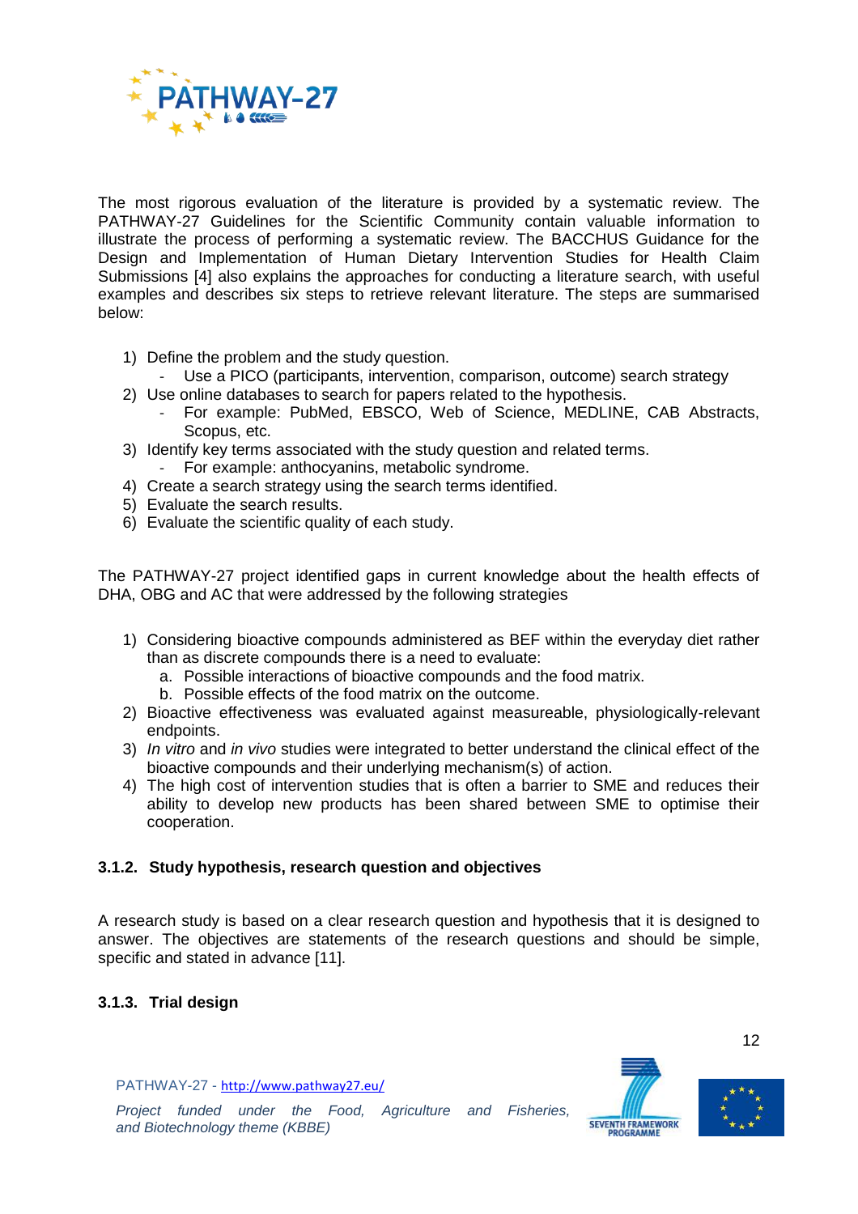The most rigorous evaluation of the literature is provided by a systematic review. The PATHWAY-27 Guidelines for the Scientific Community contain valuable information to illustrate the process of performing a systematic review. The BACCHUS Guidance for the Design and Implementation of Human Dietary Intervention Studies for Health Claim Submissions [4] also explains the approaches for conducting a literature search, with useful examples and describes six steps to retrieve relevant literature. The steps are summarised below:

1) Define the problem and the study question.
   - Use a PICO (participants, intervention, comparison, outcome) search strategy
2) Use online databases to search for papers related to the hypothesis.
   - For example: PubMed, EBSCO, Web of Science, MEDLINE, CAB Abstracts, Scopus, etc.
3) Identify key terms associated with the study question and related terms.
   - For example: anthocyanins, metabolic syndrome.
4) Create a search strategy using the search terms identified.
5) Evaluate the search results.
6) Evaluate the scientific quality of each study.

The PATHWAY-27 project identified gaps in current knowledge about the health effects of DHA, OBG and AC that were addressed by the following strategies

1) Considering bioactive compounds administered as BEF within the everyday diet rather than as discrete compounds there is a need to evaluate:
   a. Possible interactions of bioactive compounds and the food matrix.
   b. Possible effects of the food matrix on the outcome.
2) Bioactive effectiveness was evaluated against measureable, physiologically-relevant endpoints.
3) *In vitro* and *in vivo* studies were integrated to better understand the clinical effect of the bioactive compounds and their underlying mechanism(s) of action.
4) The high cost of intervention studies that is often a barrier to SME and reduces their ability to develop new products has been shared between SME to optimise their cooperation.

### 3.1.2. Study hypothesis, research question and objectives

A research study is based on a clear research question and hypothesis that it is designed to answer. The objectives are statements of the research questions and should be simple, specific and stated in advance [11].

### 3.1.3. Trial design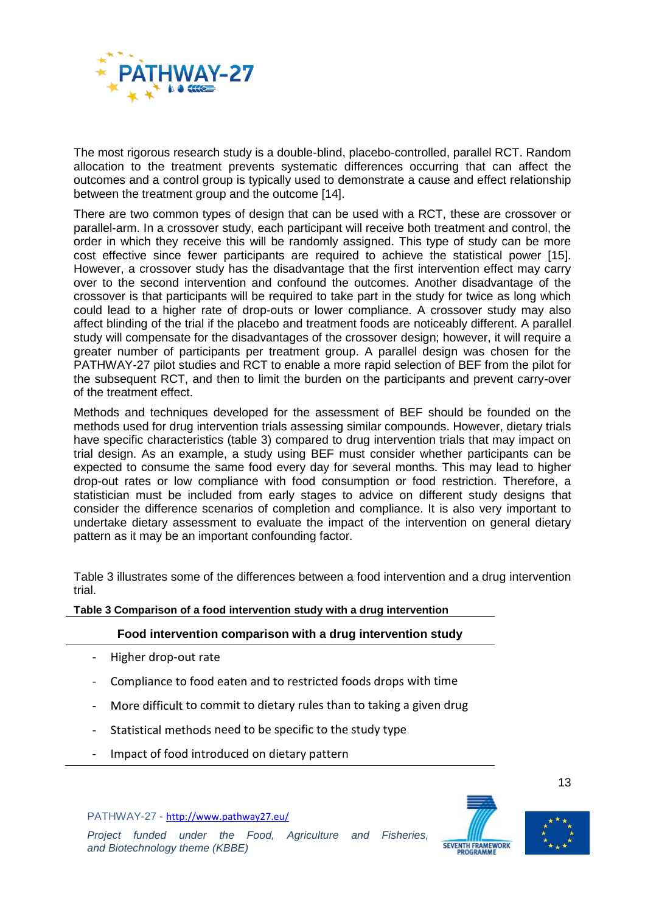The most rigorous research study is a double-blind, placebo-controlled, parallel RCT. Random allocation to the treatment prevents systematic differences occurring that can affect the outcomes and a control group is typically used to demonstrate a cause and effect relationship between the treatment group and the outcome [14].

There are two common types of design that can be used with a RCT, these are crossover or parallel-arm. In a crossover study, each participant will receive both treatment and control, the order in which they receive this will be randomly assigned. This type of study can be more cost effective since fewer participants are required to achieve the statistical power [15]. However, a crossover study has the disadvantage that the first intervention effect may carry over to the second intervention and confound the outcomes. Another disadvantage of the crossover is that participants will be required to take part in the study for twice as long which could lead to a higher rate of drop-outs or lower compliance. A crossover study may also affect blinding of the trial if the placebo and treatment foods are noticeably different. A parallel study will compensate for the disadvantages of the crossover design; however, it will require a greater number of participants per treatment group. A parallel design was chosen for the PATHWAY-27 pilot studies and RCT to enable a more rapid selection of BEF from the pilot for the subsequent RCT, and then to limit the burden on the participants and prevent carry-over of the treatment effect.

Methods and techniques developed for the assessment of BEF should be founded on the methods used for drug intervention trials assessing similar compounds. However, dietary trials have specific characteristics (table 3) compared to drug intervention trials that may impact on trial design. As an example, a study using BEF must consider whether participants can be expected to consume the same food every day for several months. This may lead to higher drop-out rates or low compliance with food consumption or food restriction. Therefore, a statistician must be included from early stages to advice on different study designs that consider the difference scenarios of completion and compliance. It is also very important to undertake dietary assessment to evaluate the impact of the intervention on general dietary pattern as it may be an important confounding factor.

Table 3 illustrates some of the differences between a food intervention and a drug intervention trial.

**Table 3 Comparison of a food intervention study with a drug intervention**

| Food intervention comparison with a drug intervention study |
|---|
| - Higher drop-out rate |
| - Compliance to food eaten and to restricted foods drops with time |
| - More difficult to commit to dietary rules than to taking a given drug |
| - Statistical methods need to be specific to the study type |
| - Impact of food introduced on dietary pattern |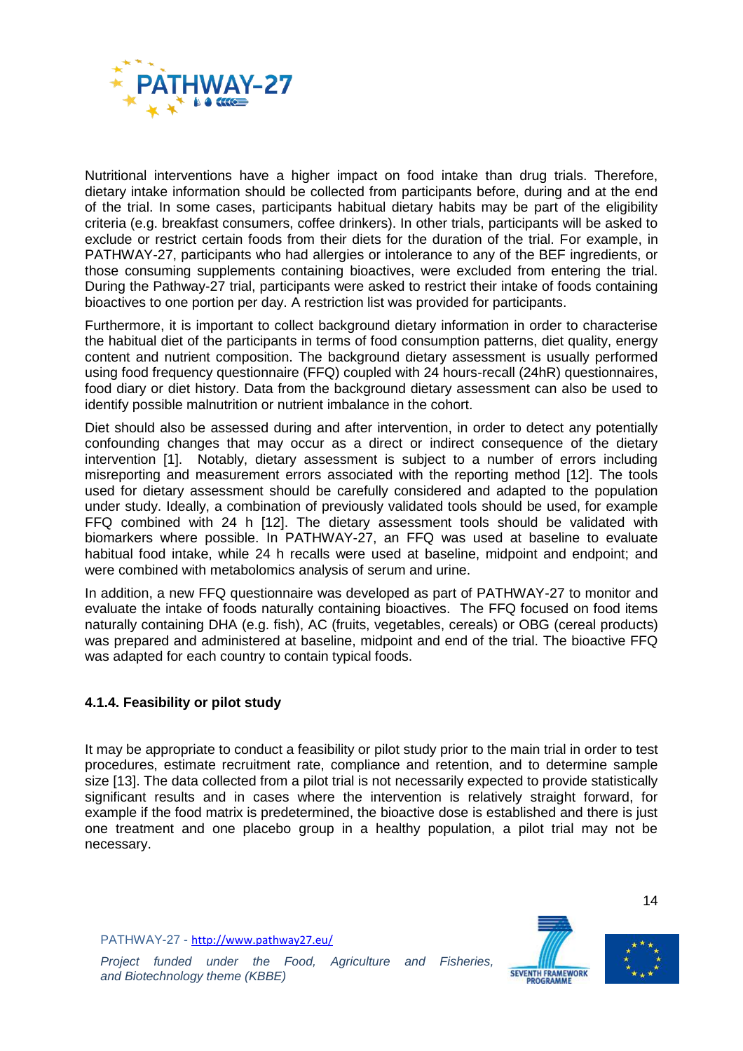Nutritional interventions have a higher impact on food intake than drug trials. Therefore, dietary intake information should be collected from participants before, during and at the end of the trial. In some cases, participants habitual dietary habits may be part of the eligibility criteria (e.g. breakfast consumers, coffee drinkers). In other trials, participants will be asked to exclude or restrict certain foods from their diets for the duration of the trial. For example, in PATHWAY-27, participants who had allergies or intolerance to any of the BEF ingredients, or those consuming supplements containing bioactives, were excluded from entering the trial. During the Pathway-27 trial, participants were asked to restrict their intake of foods containing bioactives to one portion per day. A restriction list was provided for participants.

Furthermore, it is important to collect background dietary information in order to characterise the habitual diet of the participants in terms of food consumption patterns, diet quality, energy content and nutrient composition. The background dietary assessment is usually performed using food frequency questionnaire (FFQ) coupled with 24 hours-recall (24hR) questionnaires, food diary or diet history. Data from the background dietary assessment can also be used to identify possible malnutrition or nutrient imbalance in the cohort.

Diet should also be assessed during and after intervention, in order to detect any potentially confounding changes that may occur as a direct or indirect consequence of the dietary intervention [1]. Notably, dietary assessment is subject to a number of errors including misreporting and measurement errors associated with the reporting method [12]. The tools used for dietary assessment should be carefully considered and adapted to the population under study. Ideally, a combination of previously validated tools should be used, for example FFQ combined with 24 h [12]. The dietary assessment tools should be validated with biomarkers where possible. In PATHWAY-27, an FFQ was used at baseline to evaluate habitual food intake, while 24 h recalls were used at baseline, midpoint and endpoint; and were combined with metabolomics analysis of serum and urine.

In addition, a new FFQ questionnaire was developed as part of PATHWAY-27 to monitor and evaluate the intake of foods naturally containing bioactives. The FFQ focused on food items naturally containing DHA (e.g. fish), AC (fruits, vegetables, cereals) or OBG (cereal products) was prepared and administered at baseline, midpoint and end of the trial. The bioactive FFQ was adapted for each country to contain typical foods.

#### 4.1.4. Feasibility or pilot study

It may be appropriate to conduct a feasibility or pilot study prior to the main trial in order to test procedures, estimate recruitment rate, compliance and retention, and to determine sample size [13]. The data collected from a pilot trial is not necessarily expected to provide statistically significant results and in cases where the intervention is relatively straight forward, for example if the food matrix is predetermined, the bioactive dose is established and there is just one treatment and one placebo group in a healthy population, a pilot trial may not be necessary.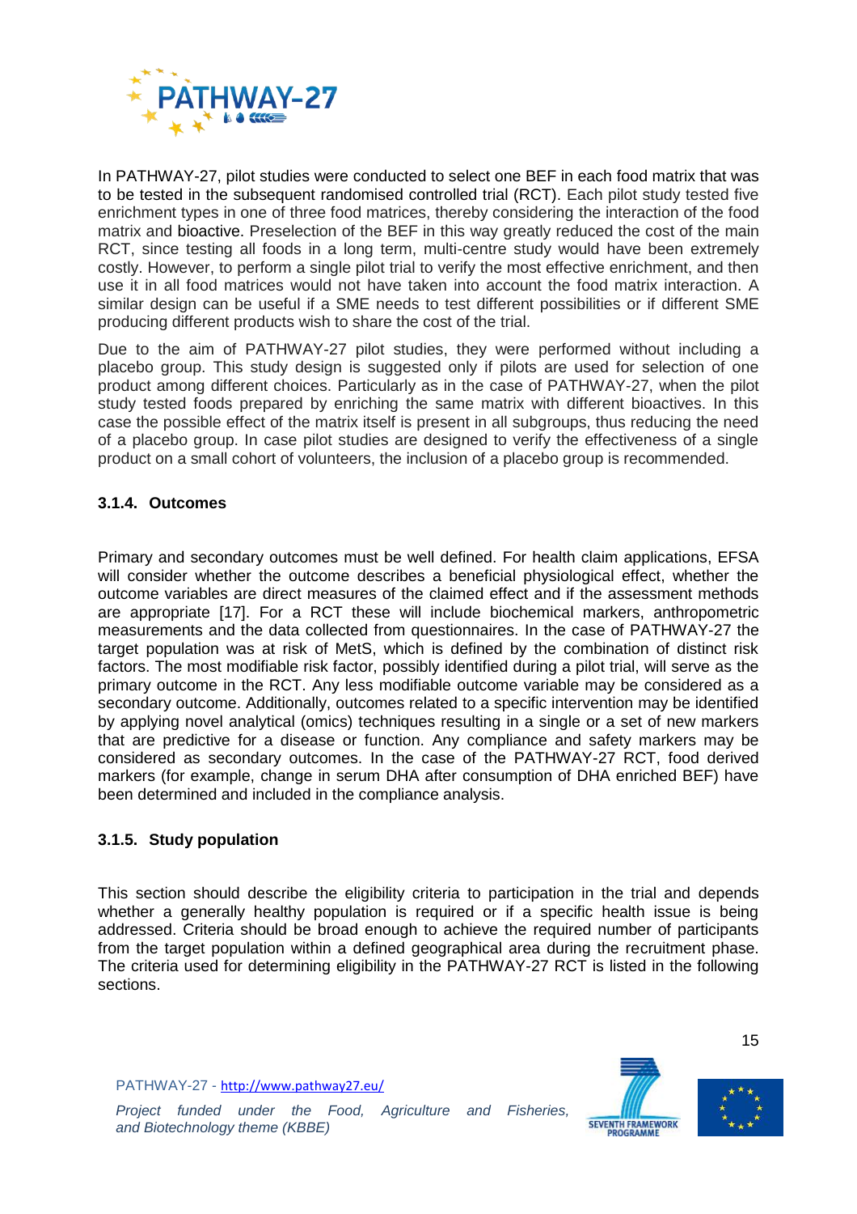In PATHWAY-27, pilot studies were conducted to select one BEF in each food matrix that was to be tested in the subsequent randomised controlled trial (RCT). Each pilot study tested five enrichment types in one of three food matrices, thereby considering the interaction of the food matrix and bioactive. Preselection of the BEF in this way greatly reduced the cost of the main RCT, since testing all foods in a long term, multi-centre study would have been extremely costly. However, to perform a single pilot trial to verify the most effective enrichment, and then use it in all food matrices would not have taken into account the food matrix interaction. A similar design can be useful if a SME needs to test different possibilities or if different SME producing different products wish to share the cost of the trial.

Due to the aim of PATHWAY-27 pilot studies, they were performed without including a placebo group. This study design is suggested only if pilots are used for selection of one product among different choices. Particularly as in the case of PATHWAY-27, when the pilot study tested foods prepared by enriching the same matrix with different bioactives. In this case the possible effect of the matrix itself is present in all subgroups, thus reducing the need of a placebo group. In case pilot studies are designed to verify the effectiveness of a single product on a small cohort of volunteers, the inclusion of a placebo group is recommended.

### 3.1.4. Outcomes

Primary and secondary outcomes must be well defined. For health claim applications, EFSA will consider whether the outcome describes a beneficial physiological effect, whether the outcome variables are direct measures of the claimed effect and if the assessment methods are appropriate [17]. For a RCT these will include biochemical markers, anthropometric measurements and the data collected from questionnaires. In the case of PATHWAY-27 the target population was at risk of MetS, which is defined by the combination of distinct risk factors. The most modifiable risk factor, possibly identified during a pilot trial, will serve as the primary outcome in the RCT. Any less modifiable outcome variable may be considered as a secondary outcome. Additionally, outcomes related to a specific intervention may be identified by applying novel analytical (omics) techniques resulting in a single or a set of new markers that are predictive for a disease or function. Any compliance and safety markers may be considered as secondary outcomes. In the case of the PATHWAY-27 RCT, food derived markers (for example, change in serum DHA after consumption of DHA enriched BEF) have been determined and included in the compliance analysis.

### 3.1.5. Study population

This section should describe the eligibility criteria to participation in the trial and depends whether a generally healthy population is required or if a specific health issue is being addressed. Criteria should be broad enough to achieve the required number of participants from the target population within a defined geographical area during the recruitment phase. The criteria used for determining eligibility in the PATHWAY-27 RCT is listed in the following sections.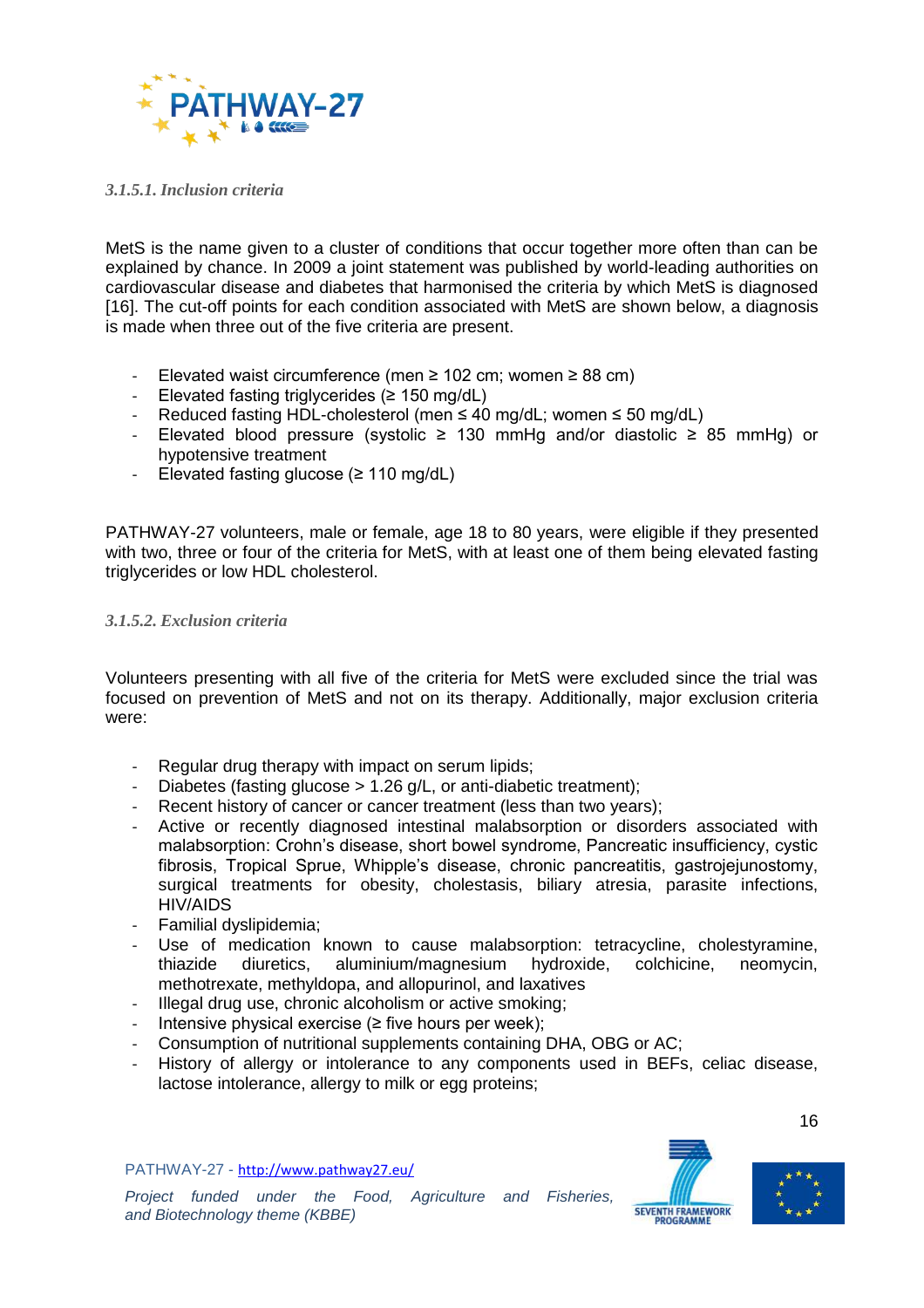### *3.1.5.1. Inclusion criteria*

MetS is the name given to a cluster of conditions that occur together more often than can be explained by chance. In 2009 a joint statement was published by world-leading authorities on cardiovascular disease and diabetes that harmonised the criteria by which MetS is diagnosed [16]. The cut-off points for each condition associated with MetS are shown below, a diagnosis is made when three out of the five criteria are present.

- Elevated waist circumference (men ≥ 102 cm; women ≥ 88 cm)
- Elevated fasting triglycerides (≥ 150 mg/dL)
- Reduced fasting HDL-cholesterol (men ≤ 40 mg/dL; women ≤ 50 mg/dL)
- Elevated blood pressure (systolic ≥ 130 mmHg and/or diastolic ≥ 85 mmHg) or hypotensive treatment
- Elevated fasting glucose (≥ 110 mg/dL)

PATHWAY-27 volunteers, male or female, age 18 to 80 years, were eligible if they presented with two, three or four of the criteria for MetS, with at least one of them being elevated fasting triglycerides or low HDL cholesterol.

### *3.1.5.2. Exclusion criteria*

Volunteers presenting with all five of the criteria for MetS were excluded since the trial was focused on prevention of MetS and not on its therapy. Additionally, major exclusion criteria were:

- Regular drug therapy with impact on serum lipids;
- Diabetes (fasting glucose > 1.26 g/L, or anti-diabetic treatment);
- Recent history of cancer or cancer treatment (less than two years);
- Active or recently diagnosed intestinal malabsorption or disorders associated with malabsorption: Crohn's disease, short bowel syndrome, Pancreatic insufficiency, cystic fibrosis, Tropical Sprue, Whipple's disease, chronic pancreatitis, gastrojejunostomy, surgical treatments for obesity, cholestasis, biliary atresia, parasite infections, HIV/AIDS
- Familial dyslipidemia;
- Use of medication known to cause malabsorption: tetracycline, cholestyramine, thiazide diuretics, aluminium/magnesium hydroxide, colchicine, neomycin, methotrexate, methyldopa, and allopurinol, and laxatives
- Illegal drug use, chronic alcoholism or active smoking;
- Intensive physical exercise (≥ five hours per week);
- Consumption of nutritional supplements containing DHA, OBG or AC;
- History of allergy or intolerance to any components used in BEFs, celiac disease, lactose intolerance, allergy to milk or egg proteins;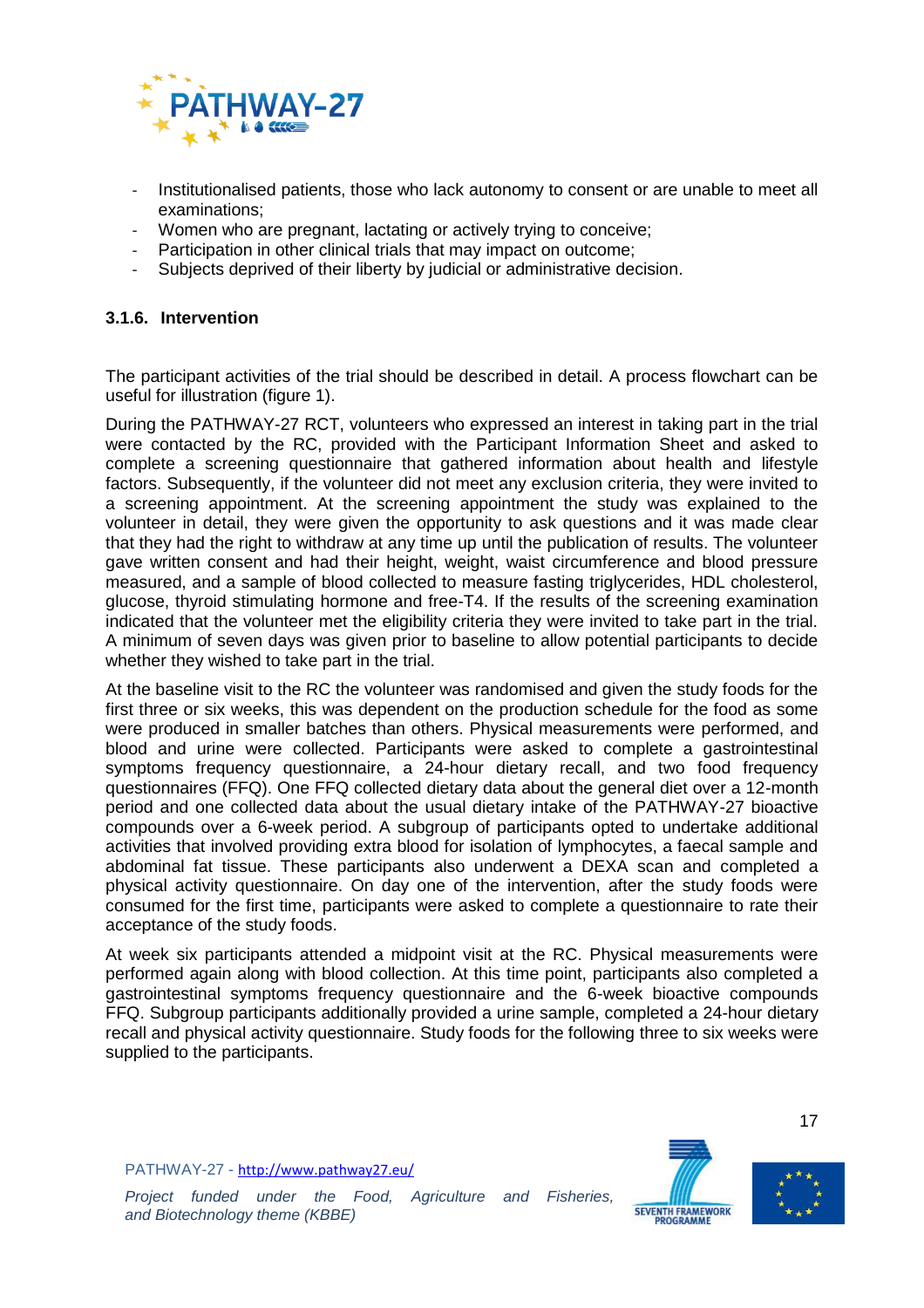- Institutionalised patients, those who lack autonomy to consent or are unable to meet all examinations;
- Women who are pregnant, lactating or actively trying to conceive;
- Participation in other clinical trials that may impact on outcome;
- Subjects deprived of their liberty by judicial or administrative decision.

### 3.1.6. Intervention

The participant activities of the trial should be described in detail. A process flowchart can be useful for illustration (figure 1).

During the PATHWAY-27 RCT, volunteers who expressed an interest in taking part in the trial were contacted by the RC, provided with the Participant Information Sheet and asked to complete a screening questionnaire that gathered information about health and lifestyle factors. Subsequently, if the volunteer did not meet any exclusion criteria, they were invited to a screening appointment. At the screening appointment the study was explained to the volunteer in detail, they were given the opportunity to ask questions and it was made clear that they had the right to withdraw at any time up until the publication of results. The volunteer gave written consent and had their height, weight, waist circumference and blood pressure measured, and a sample of blood collected to measure fasting triglycerides, HDL cholesterol, glucose, thyroid stimulating hormone and free-T4. If the results of the screening examination indicated that the volunteer met the eligibility criteria they were invited to take part in the trial. A minimum of seven days was given prior to baseline to allow potential participants to decide whether they wished to take part in the trial.

At the baseline visit to the RC the volunteer was randomised and given the study foods for the first three or six weeks, this was dependent on the production schedule for the food as some were produced in smaller batches than others. Physical measurements were performed, and blood and urine were collected. Participants were asked to complete a gastrointestinal symptoms frequency questionnaire, a 24-hour dietary recall, and two food frequency questionnaires (FFQ). One FFQ collected dietary data about the general diet over a 12-month period and one collected data about the usual dietary intake of the PATHWAY-27 bioactive compounds over a 6-week period. A subgroup of participants opted to undertake additional activities that involved providing extra blood for isolation of lymphocytes, a faecal sample and abdominal fat tissue. These participants also underwent a DEXA scan and completed a physical activity questionnaire. On day one of the intervention, after the study foods were consumed for the first time, participants were asked to complete a questionnaire to rate their acceptance of the study foods.

At week six participants attended a midpoint visit at the RC. Physical measurements were performed again along with blood collection. At this time point, participants also completed a gastrointestinal symptoms frequency questionnaire and the 6-week bioactive compounds FFQ. Subgroup participants additionally provided a urine sample, completed a 24-hour dietary recall and physical activity questionnaire. Study foods for the following three to six weeks were supplied to the participants.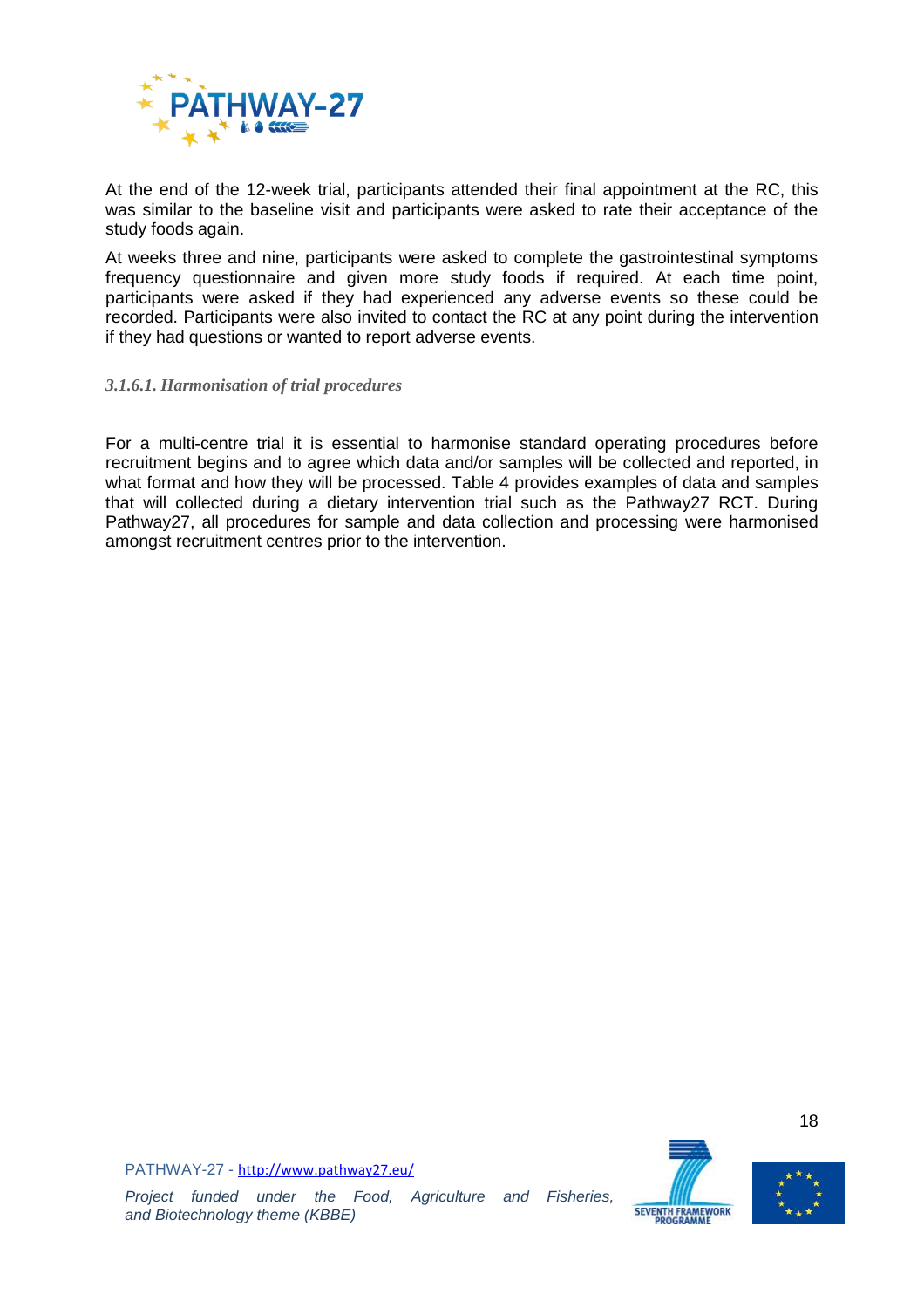At the end of the 12-week trial, participants attended their final appointment at the RC, this was similar to the baseline visit and participants were asked to rate their acceptance of the study foods again.

At weeks three and nine, participants were asked to complete the gastrointestinal symptoms frequency questionnaire and given more study foods if required. At each time point, participants were asked if they had experienced any adverse events so these could be recorded. Participants were also invited to contact the RC at any point during the intervention if they had questions or wanted to report adverse events.

#### *3.1.6.1. Harmonisation of trial procedures*

For a multi-centre trial it is essential to harmonise standard operating procedures before recruitment begins and to agree which data and/or samples will be collected and reported, in what format and how they will be processed. Table 4 provides examples of data and samples that will collected during a dietary intervention trial such as the Pathway27 RCT. During Pathway27, all procedures for sample and data collection and processing were harmonised amongst recruitment centres prior to the intervention.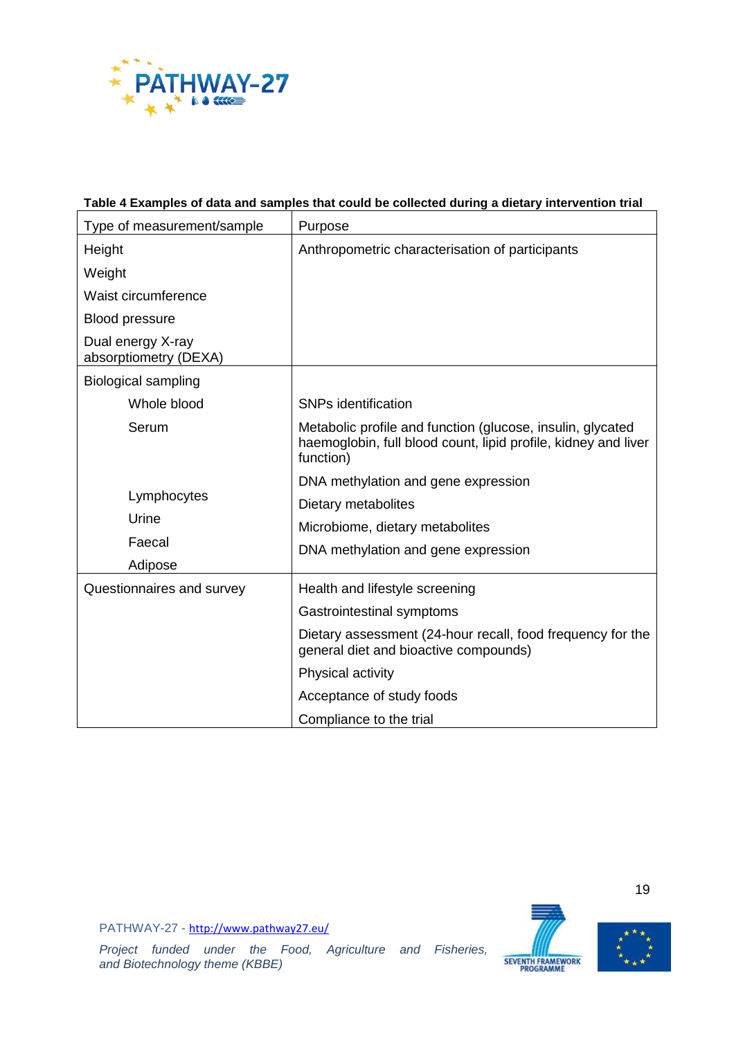**Table 4 Examples of data and samples that could be collected during a dietary intervention trial**

| Type of measurement/sample | Purpose |
|---|---|
| Height | Anthropometric characterisation of participants |
| Weight | |
| Waist circumference | |
| Blood pressure | |
| Dual energy X-ray absorptiometry (DEXA) | |
| Biological sampling | |
| Whole blood | SNPs identification |
| Serum | Metabolic profile and function (glucose, insulin, glycated haemoglobin, full blood count, lipid profile, kidney and liver function) |
| Lymphocytes | DNA methylation and gene expression |
| Urine | Dietary metabolites |
| Faecal | Microbiome, dietary metabolites |
| Adipose | DNA methylation and gene expression |
| Questionnaires and survey | Health and lifestyle screening |
| | Gastrointestinal symptoms |
| | Dietary assessment (24-hour recall, food frequency for the general diet and bioactive compounds) |
| | Physical activity |
| | Acceptance of study foods |
| | Compliance to the trial |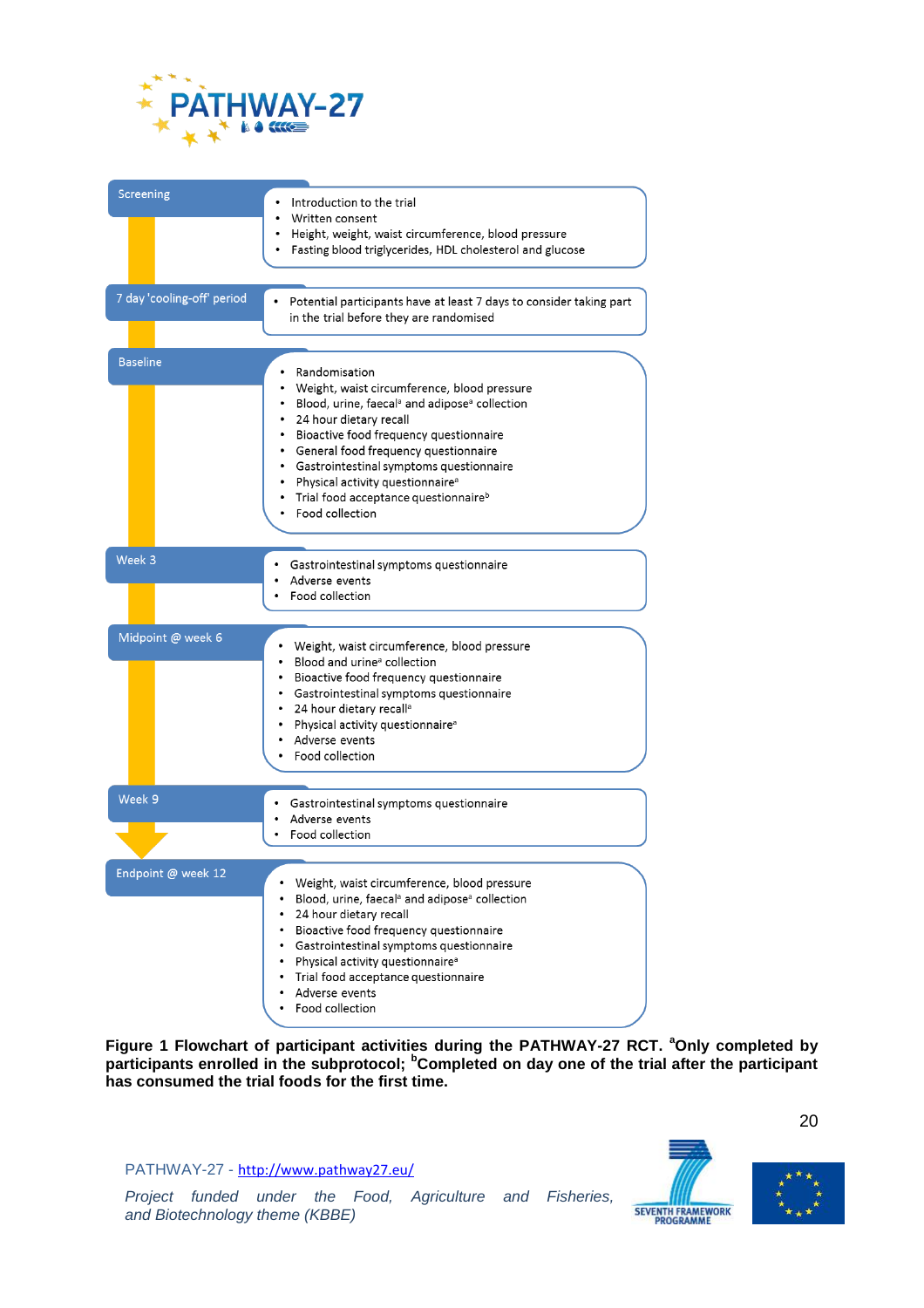**Screening**

- Introduction to the trial
- Written consent
- Height, weight, waist circumference, blood pressure
- Fasting blood triglycerides, HDL cholesterol and glucose

**7 day 'cooling-off' period**

- Potential participants have at least 7 days to consider taking part in the trial before they are randomised

**Baseline**

- Randomisation
- Weight, waist circumference, blood pressure
- Blood, urine, faecal[a] and adipose[a] collection
- 24 hour dietary recall
- Bioactive food frequency questionnaire
- General food frequency questionnaire
- Gastrointestinal symptoms questionnaire
- Physical activity questionnaire[a]
- Trial food acceptance questionnaire[b]
- Food collection

**Week 3**

- Gastrointestinal symptoms questionnaire
- Adverse events
- Food collection

**Midpoint @ week 6**

- Weight, waist circumference, blood pressure
- Blood and urine[a] collection
- Bioactive food frequency questionnaire
- Gastrointestinal symptoms questionnaire
- 24 hour dietary recall[a]
- Physical activity questionnaire[a]
- Adverse events
- Food collection

**Week 9**

- Gastrointestinal symptoms questionnaire
- Adverse events
- Food collection

**Endpoint @ week 12**

- Weight, waist circumference, blood pressure
- Blood, urine, faecal[a] and adipose[a] collection
- 24 hour dietary recall
- Bioactive food frequency questionnaire
- Gastrointestinal symptoms questionnaire
- Physical activity questionnaire[a]
- Trial food acceptance questionnaire
- Adverse events
- Food collection

**Figure 1 Flowchart of participant activities during the PATHWAY-27 RCT. [a]Only completed by participants enrolled in the subprotocol; [b]Completed on day one of the trial after the participant has consumed the trial foods for the first time.**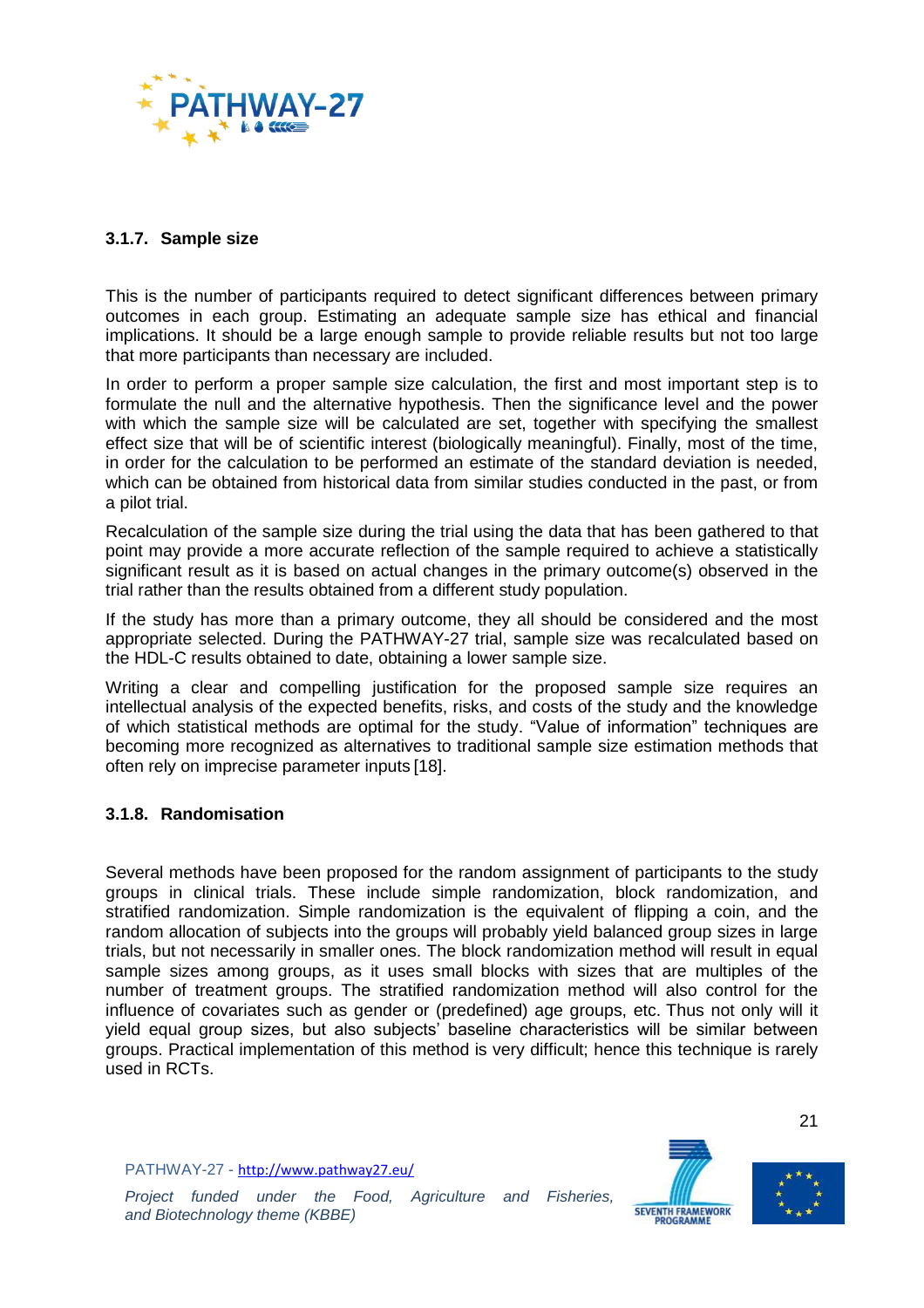### 3.1.7. Sample size

This is the number of participants required to detect significant differences between primary outcomes in each group. Estimating an adequate sample size has ethical and financial implications. It should be a large enough sample to provide reliable results but not too large that more participants than necessary are included.

In order to perform a proper sample size calculation, the first and most important step is to formulate the null and the alternative hypothesis. Then the significance level and the power with which the sample size will be calculated are set, together with specifying the smallest effect size that will be of scientific interest (biologically meaningful). Finally, most of the time, in order for the calculation to be performed an estimate of the standard deviation is needed, which can be obtained from historical data from similar studies conducted in the past, or from a pilot trial.

Recalculation of the sample size during the trial using the data that has been gathered to that point may provide a more accurate reflection of the sample required to achieve a statistically significant result as it is based on actual changes in the primary outcome(s) observed in the trial rather than the results obtained from a different study population.

If the study has more than a primary outcome, they all should be considered and the most appropriate selected. During the PATHWAY-27 trial, sample size was recalculated based on the HDL-C results obtained to date, obtaining a lower sample size.

Writing a clear and compelling justification for the proposed sample size requires an intellectual analysis of the expected benefits, risks, and costs of the study and the knowledge of which statistical methods are optimal for the study. "Value of information" techniques are becoming more recognized as alternatives to traditional sample size estimation methods that often rely on imprecise parameter inputs [18].

### 3.1.8. Randomisation

Several methods have been proposed for the random assignment of participants to the study groups in clinical trials. These include simple randomization, block randomization, and stratified randomization. Simple randomization is the equivalent of flipping a coin, and the random allocation of subjects into the groups will probably yield balanced group sizes in large trials, but not necessarily in smaller ones. The block randomization method will result in equal sample sizes among groups, as it uses small blocks with sizes that are multiples of the number of treatment groups. The stratified randomization method will also control for the influence of covariates such as gender or (predefined) age groups, etc. Thus not only will it yield equal group sizes, but also subjects' baseline characteristics will be similar between groups. Practical implementation of this method is very difficult; hence this technique is rarely used in RCTs.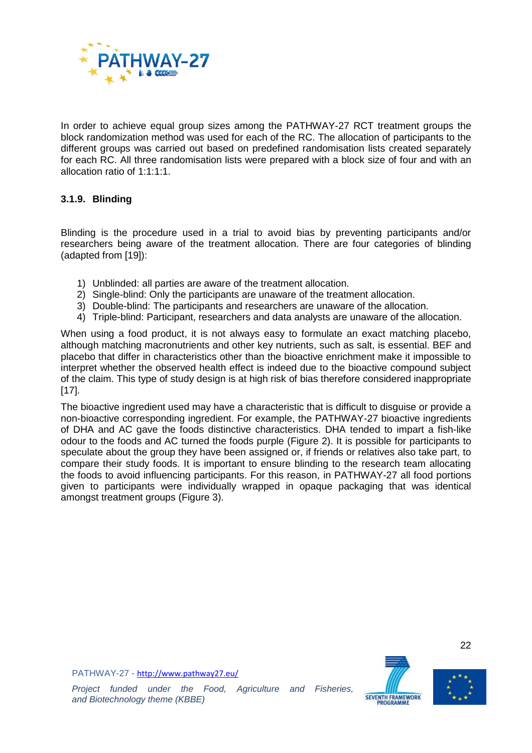In order to achieve equal group sizes among the PATHWAY-27 RCT treatment groups the block randomization method was used for each of the RC. The allocation of participants to the different groups was carried out based on predefined randomisation lists created separately for each RC. All three randomisation lists were prepared with a block size of four and with an allocation ratio of 1:1:1:1.

### 3.1.9. Blinding

Blinding is the procedure used in a trial to avoid bias by preventing participants and/or researchers being aware of the treatment allocation. There are four categories of blinding (adapted from [19]):

1) Unblinded: all parties are aware of the treatment allocation.
2) Single-blind: Only the participants are unaware of the treatment allocation.
3) Double-blind: The participants and researchers are unaware of the allocation.
4) Triple-blind: Participant, researchers and data analysts are unaware of the allocation.

When using a food product, it is not always easy to formulate an exact matching placebo, although matching macronutrients and other key nutrients, such as salt, is essential. BEF and placebo that differ in characteristics other than the bioactive enrichment make it impossible to interpret whether the observed health effect is indeed due to the bioactive compound subject of the claim. This type of study design is at high risk of bias therefore considered inappropriate [17].

The bioactive ingredient used may have a characteristic that is difficult to disguise or provide a non-bioactive corresponding ingredient. For example, the PATHWAY-27 bioactive ingredients of DHA and AC gave the foods distinctive characteristics. DHA tended to impart a fish-like odour to the foods and AC turned the foods purple (Figure 2). It is possible for participants to speculate about the group they have been assigned or, if friends or relatives also take part, to compare their study foods. It is important to ensure blinding to the research team allocating the foods to avoid influencing participants. For this reason, in PATHWAY-27 all food portions given to participants were individually wrapped in opaque packaging that was identical amongst treatment groups (Figure 3).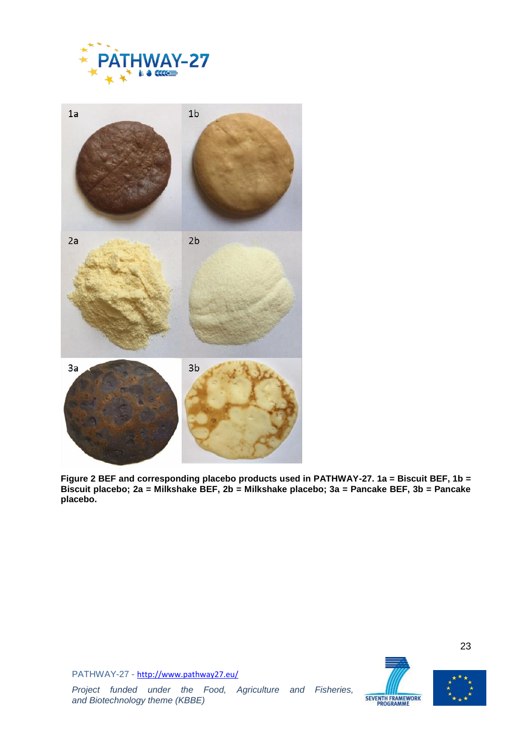**Figure 2 BEF and corresponding placebo products used in PATHWAY-27. 1a = Biscuit BEF, 1b = Biscuit placebo; 2a = Milkshake BEF, 2b = Milkshake placebo; 3a = Pancake BEF, 3b = Pancake placebo.**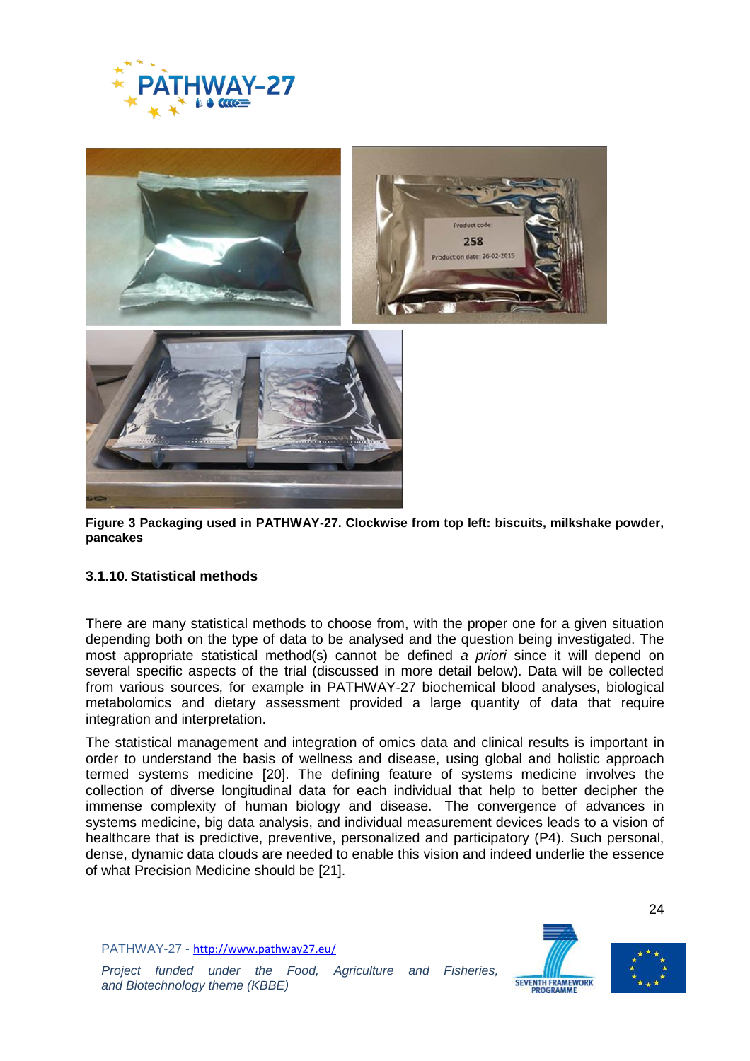**Figure 3 Packaging used in PATHWAY-27. Clockwise from top left: biscuits, milkshake powder, pancakes**

### 3.1.10. Statistical methods

There are many statistical methods to choose from, with the proper one for a given situation depending both on the type of data to be analysed and the question being investigated. The most appropriate statistical method(s) cannot be defined *a priori* since it will depend on several specific aspects of the trial (discussed in more detail below). Data will be collected from various sources, for example in PATHWAY-27 biochemical blood analyses, biological metabolomics and dietary assessment provided a large quantity of data that require integration and interpretation.

The statistical management and integration of omics data and clinical results is important in order to understand the basis of wellness and disease, using global and holistic approach termed systems medicine [20]. The defining feature of systems medicine involves the collection of diverse longitudinal data for each individual that help to better decipher the immense complexity of human biology and disease. The convergence of advances in systems medicine, big data analysis, and individual measurement devices leads to a vision of healthcare that is predictive, preventive, personalized and participatory (P4). Such personal, dense, dynamic data clouds are needed to enable this vision and indeed underlie the essence of what Precision Medicine should be [21].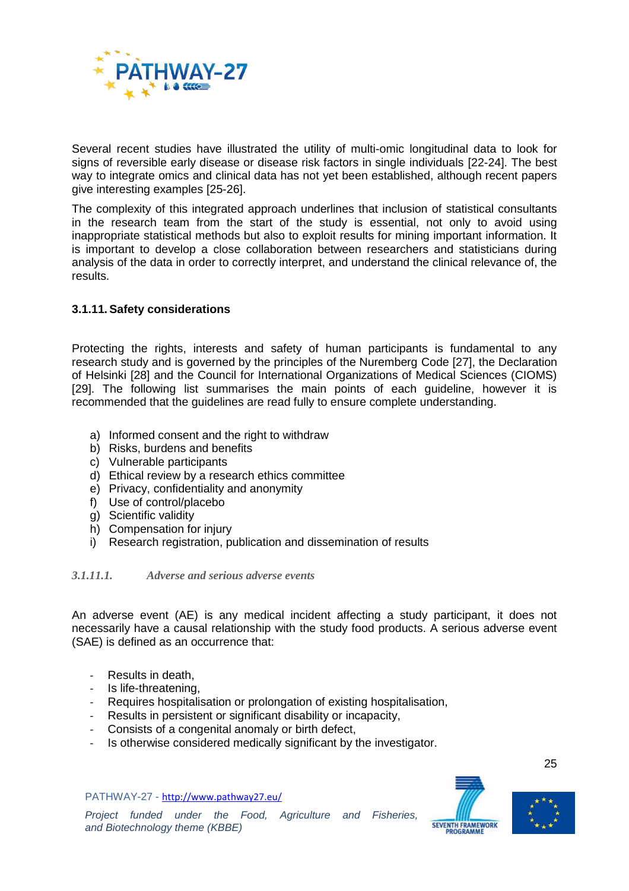Several recent studies have illustrated the utility of multi-omic longitudinal data to look for signs of reversible early disease or disease risk factors in single individuals [22-24]. The best way to integrate omics and clinical data has not yet been established, although recent papers give interesting examples [25-26].

The complexity of this integrated approach underlines that inclusion of statistical consultants in the research team from the start of the study is essential, not only to avoid using inappropriate statistical methods but also to exploit results for mining important information. It is important to develop a close collaboration between researchers and statisticians during analysis of the data in order to correctly interpret, and understand the clinical relevance of, the results.

### 3.1.11. Safety considerations

Protecting the rights, interests and safety of human participants is fundamental to any research study and is governed by the principles of the Nuremberg Code [27], the Declaration of Helsinki [28] and the Council for International Organizations of Medical Sciences (CIOMS) [29]. The following list summarises the main points of each guideline, however it is recommended that the guidelines are read fully to ensure complete understanding.

a) Informed consent and the right to withdraw
b) Risks, burdens and benefits
c) Vulnerable participants
d) Ethical review by a research ethics committee
e) Privacy, confidentiality and anonymity
f) Use of control/placebo
g) Scientific validity
h) Compensation for injury
i) Research registration, publication and dissemination of results

#### *3.1.11.1. Adverse and serious adverse events*

An adverse event (AE) is any medical incident affecting a study participant, it does not necessarily have a causal relationship with the study food products. A serious adverse event (SAE) is defined as an occurrence that:

- Results in death,
- Is life-threatening,
- Requires hospitalisation or prolongation of existing hospitalisation,
- Results in persistent or significant disability or incapacity,
- Consists of a congenital anomaly or birth defect,
- Is otherwise considered medically significant by the investigator.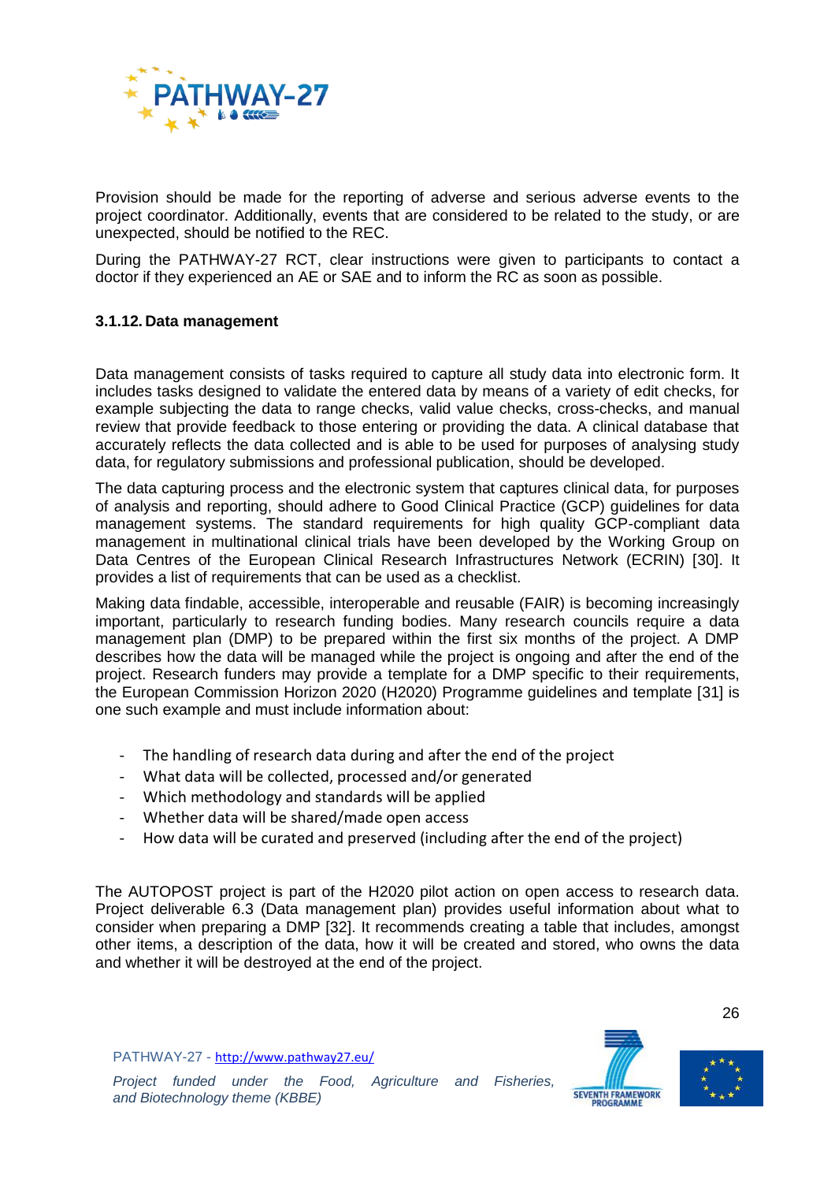Provision should be made for the reporting of adverse and serious adverse events to the project coordinator. Additionally, events that are considered to be related to the study, or are unexpected, should be notified to the REC.

During the PATHWAY-27 RCT, clear instructions were given to participants to contact a doctor if they experienced an AE or SAE and to inform the RC as soon as possible.

#### 3.1.12. Data management

Data management consists of tasks required to capture all study data into electronic form. It includes tasks designed to validate the entered data by means of a variety of edit checks, for example subjecting the data to range checks, valid value checks, cross-checks, and manual review that provide feedback to those entering or providing the data. A clinical database that accurately reflects the data collected and is able to be used for purposes of analysing study data, for regulatory submissions and professional publication, should be developed.

The data capturing process and the electronic system that captures clinical data, for purposes of analysis and reporting, should adhere to Good Clinical Practice (GCP) guidelines for data management systems. The standard requirements for high quality GCP-compliant data management in multinational clinical trials have been developed by the Working Group on Data Centres of the European Clinical Research Infrastructures Network (ECRIN) [30]. It provides a list of requirements that can be used as a checklist.

Making data findable, accessible, interoperable and reusable (FAIR) is becoming increasingly important, particularly to research funding bodies. Many research councils require a data management plan (DMP) to be prepared within the first six months of the project. A DMP describes how the data will be managed while the project is ongoing and after the end of the project. Research funders may provide a template for a DMP specific to their requirements, the European Commission Horizon 2020 (H2020) Programme guidelines and template [31] is one such example and must include information about:

- The handling of research data during and after the end of the project
- What data will be collected, processed and/or generated
- Which methodology and standards will be applied
- Whether data will be shared/made open access
- How data will be curated and preserved (including after the end of the project)

The AUTOPOST project is part of the H2020 pilot action on open access to research data. Project deliverable 6.3 (Data management plan) provides useful information about what to consider when preparing a DMP [32]. It recommends creating a table that includes, amongst other items, a description of the data, how it will be created and stored, who owns the data and whether it will be destroyed at the end of the project.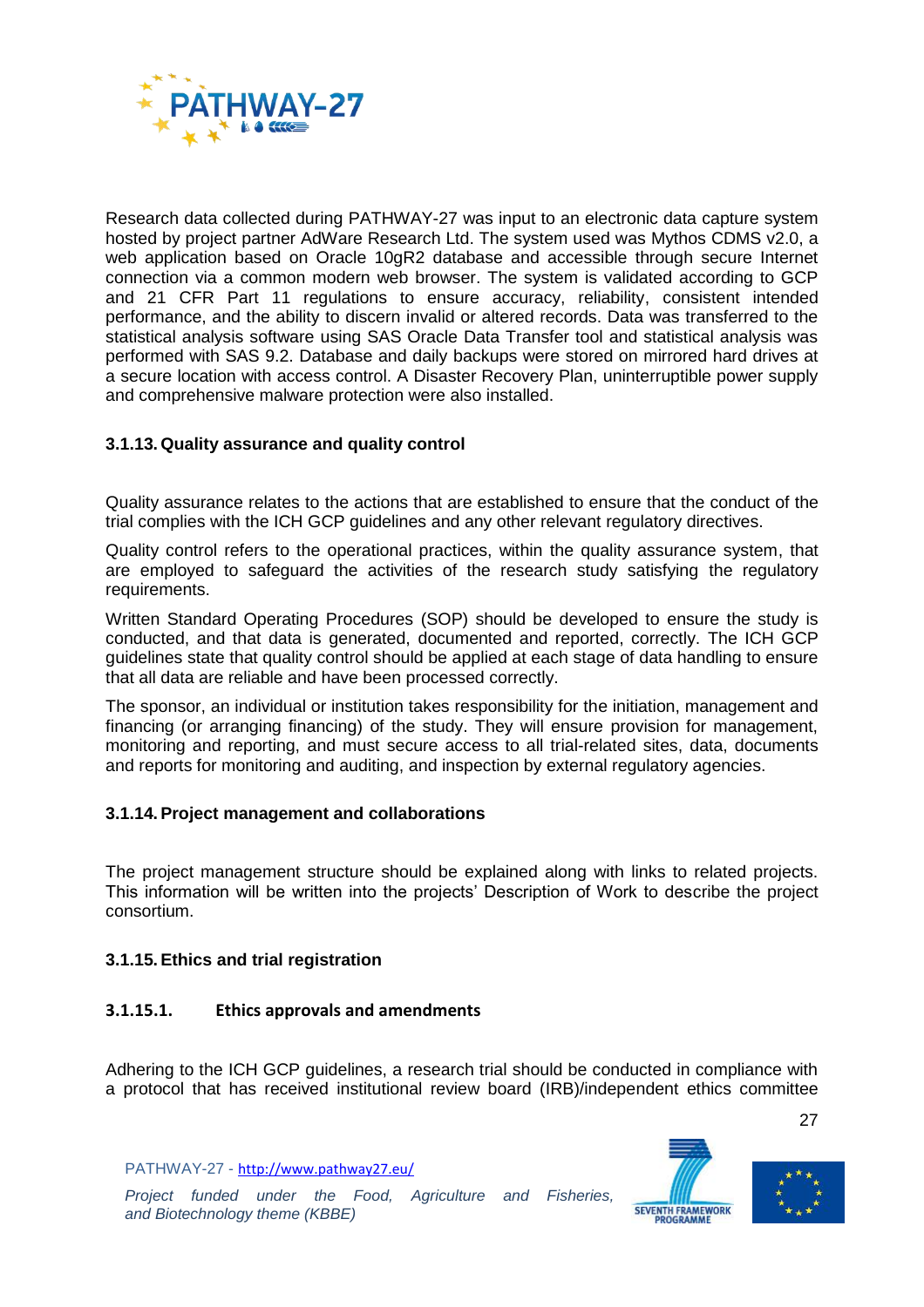Research data collected during PATHWAY-27 was input to an electronic data capture system hosted by project partner AdWare Research Ltd. The system used was Mythos CDMS v2.0, a web application based on Oracle 10gR2 database and accessible through secure Internet connection via a common modern web browser. The system is validated according to GCP and 21 CFR Part 11 regulations to ensure accuracy, reliability, consistent intended performance, and the ability to discern invalid or altered records. Data was transferred to the statistical analysis software using SAS Oracle Data Transfer tool and statistical analysis was performed with SAS 9.2. Database and daily backups were stored on mirrored hard drives at a secure location with access control. A Disaster Recovery Plan, uninterruptible power supply and comprehensive malware protection were also installed.

### 3.1.13. Quality assurance and quality control

Quality assurance relates to the actions that are established to ensure that the conduct of the trial complies with the ICH GCP guidelines and any other relevant regulatory directives.

Quality control refers to the operational practices, within the quality assurance system, that are employed to safeguard the activities of the research study satisfying the regulatory requirements.

Written Standard Operating Procedures (SOP) should be developed to ensure the study is conducted, and that data is generated, documented and reported, correctly. The ICH GCP guidelines state that quality control should be applied at each stage of data handling to ensure that all data are reliable and have been processed correctly.

The sponsor, an individual or institution takes responsibility for the initiation, management and financing (or arranging financing) of the study. They will ensure provision for management, monitoring and reporting, and must secure access to all trial-related sites, data, documents and reports for monitoring and auditing, and inspection by external regulatory agencies.

### 3.1.14. Project management and collaborations

The project management structure should be explained along with links to related projects. This information will be written into the projects' Description of Work to describe the project consortium.

### 3.1.15. Ethics and trial registration

#### 3.1.15.1. Ethics approvals and amendments

Adhering to the ICH GCP guidelines, a research trial should be conducted in compliance with a protocol that has received institutional review board (IRB)/independent ethics committee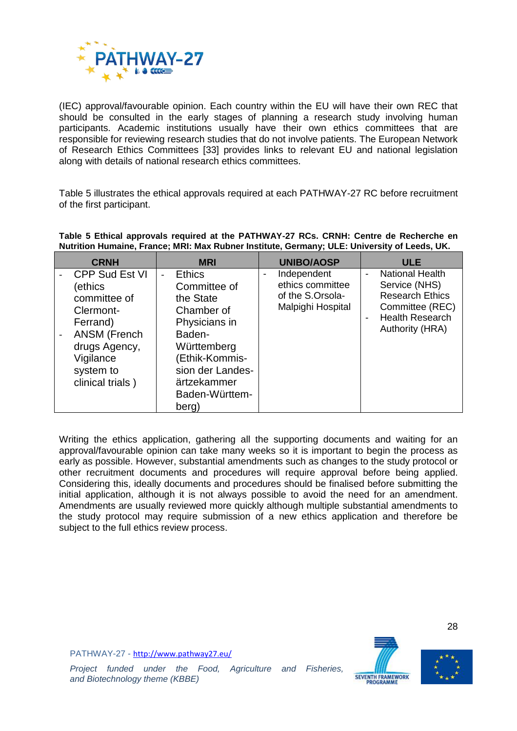(IEC) approval/favourable opinion. Each country within the EU will have their own REC that should be consulted in the early stages of planning a research study involving human participants. Academic institutions usually have their own ethics committees that are responsible for reviewing research studies that do not involve patients. The European Network of Research Ethics Committees [33] provides links to relevant EU and national legislation along with details of national research ethics committees.

Table 5 illustrates the ethical approvals required at each PATHWAY-27 RC before recruitment of the first participant.

**Table 5 Ethical approvals required at the PATHWAY-27 RCs. CRNH: Centre de Recherche en Nutrition Humaine, France; MRI: Max Rubner Institute, Germany; ULE: University of Leeds, UK.**

| CRNH | MRI | UNIBO/AOSP | ULE |
|---|---|---|---|
| - CPP Sud Est VI (ethics committee of Clermont-Ferrand)<br>- ANSM (French drugs Agency, Vigilance system to clinical trials ) | - Ethics Committee of the State Chamber of Physicians in Baden-Württemberg (Ethik-Kommission der Landesärztekammer Baden-Württemberg) | - Independent ethics committee of the S.Orsola-Malpighi Hospital | - National Health Service (NHS) Research Ethics Committee (REC)<br>- Health Research Authority (HRA) |

Writing the ethics application, gathering all the supporting documents and waiting for an approval/favourable opinion can take many weeks so it is important to begin the process as early as possible. However, substantial amendments such as changes to the study protocol or other recruitment documents and procedures will require approval before being applied. Considering this, ideally documents and procedures should be finalised before submitting the initial application, although it is not always possible to avoid the need for an amendment. Amendments are usually reviewed more quickly although multiple substantial amendments to the study protocol may require submission of a new ethics application and therefore be subject to the full ethics review process.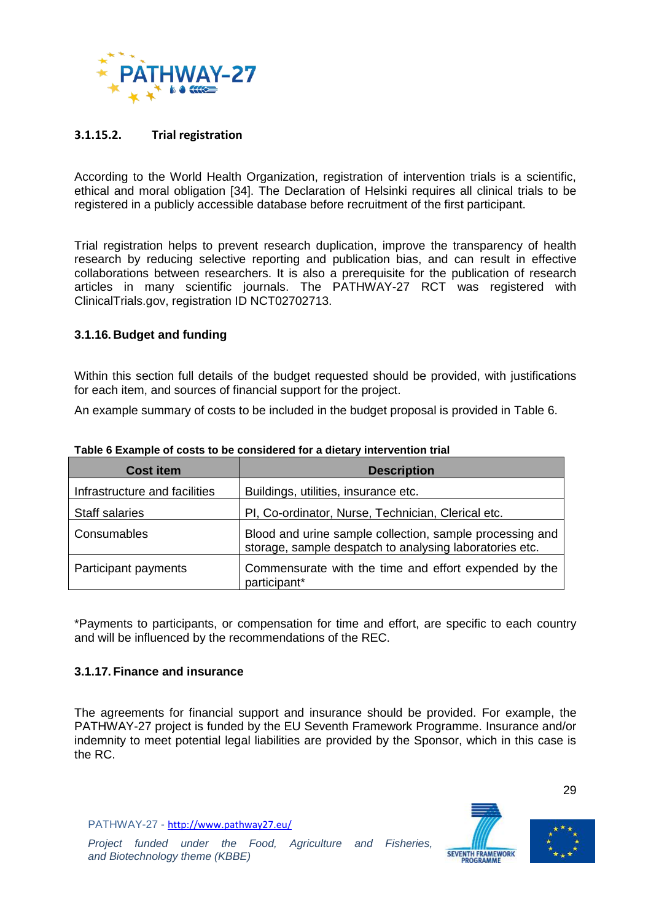#### 3.1.15.2. Trial registration

According to the World Health Organization, registration of intervention trials is a scientific, ethical and moral obligation [34]. The Declaration of Helsinki requires all clinical trials to be registered in a publicly accessible database before recruitment of the first participant.

Trial registration helps to prevent research duplication, improve the transparency of health research by reducing selective reporting and publication bias, and can result in effective collaborations between researchers. It is also a prerequisite for the publication of research articles in many scientific journals. The PATHWAY-27 RCT was registered with ClinicalTrials.gov, registration ID NCT02702713.

### 3.1.16. Budget and funding

Within this section full details of the budget requested should be provided, with justifications for each item, and sources of financial support for the project.

An example summary of costs to be included in the budget proposal is provided in Table 6.

**Table 6 Example of costs to be considered for a dietary intervention trial**

| Cost item | Description |
|---|---|
| Infrastructure and facilities | Buildings, utilities, insurance etc. |
| Staff salaries | PI, Co-ordinator, Nurse, Technician, Clerical etc. |
| Consumables | Blood and urine sample collection, sample processing and storage, sample despatch to analysing laboratories etc. |
| Participant payments | Commensurate with the time and effort expended by the participant* |

*Payments to participants, or compensation for time and effort, are specific to each country and will be influenced by the recommendations of the REC.

### 3.1.17. Finance and insurance

The agreements for financial support and insurance should be provided. For example, the PATHWAY-27 project is funded by the EU Seventh Framework Programme. Insurance and/or indemnity to meet potential legal liabilities are provided by the Sponsor, which in this case is the RC.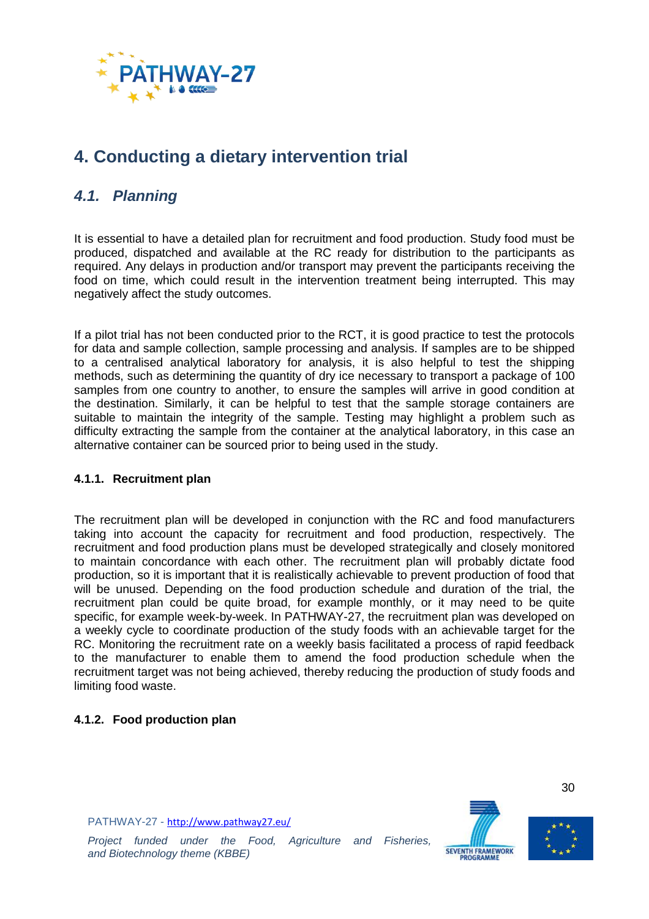# 4. Conducting a dietary intervention trial

## *4.1. Planning*

It is essential to have a detailed plan for recruitment and food production. Study food must be produced, dispatched and available at the RC ready for distribution to the participants as required. Any delays in production and/or transport may prevent the participants receiving the food on time, which could result in the intervention treatment being interrupted. This may negatively affect the study outcomes.

If a pilot trial has not been conducted prior to the RCT, it is good practice to test the protocols for data and sample collection, sample processing and analysis. If samples are to be shipped to a centralised analytical laboratory for analysis, it is also helpful to test the shipping methods, such as determining the quantity of dry ice necessary to transport a package of 100 samples from one country to another, to ensure the samples will arrive in good condition at the destination. Similarly, it can be helpful to test that the sample storage containers are suitable to maintain the integrity of the sample. Testing may highlight a problem such as difficulty extracting the sample from the container at the analytical laboratory, in this case an alternative container can be sourced prior to being used in the study.

### 4.1.1. Recruitment plan

The recruitment plan will be developed in conjunction with the RC and food manufacturers taking into account the capacity for recruitment and food production, respectively. The recruitment and food production plans must be developed strategically and closely monitored to maintain concordance with each other. The recruitment plan will probably dictate food production, so it is important that it is realistically achievable to prevent production of food that will be unused. Depending on the food production schedule and duration of the trial, the recruitment plan could be quite broad, for example monthly, or it may need to be quite specific, for example week-by-week. In PATHWAY-27, the recruitment plan was developed on a weekly cycle to coordinate production of the study foods with an achievable target for the RC. Monitoring the recruitment rate on a weekly basis facilitated a process of rapid feedback to the manufacturer to enable them to amend the food production schedule when the recruitment target was not being achieved, thereby reducing the production of study foods and limiting food waste.

### 4.1.2. Food production plan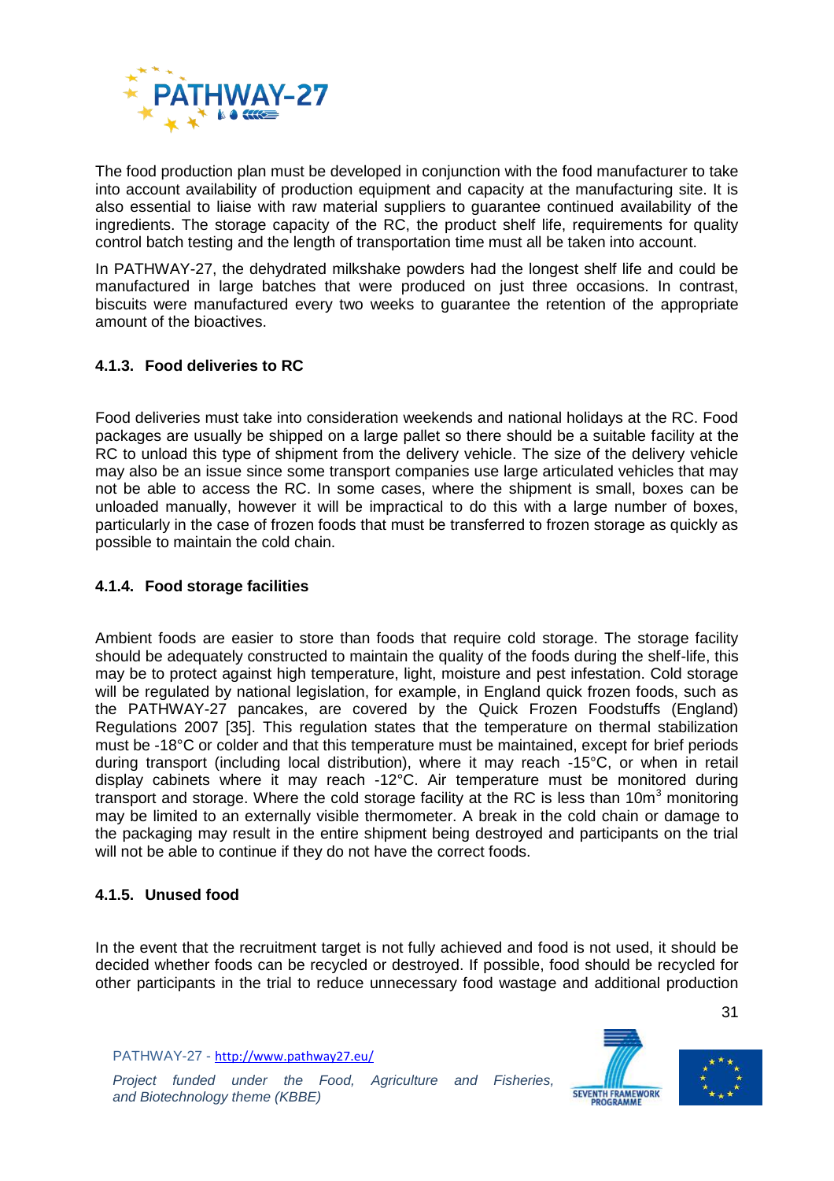The food production plan must be developed in conjunction with the food manufacturer to take into account availability of production equipment and capacity at the manufacturing site. It is also essential to liaise with raw material suppliers to guarantee continued availability of the ingredients. The storage capacity of the RC, the product shelf life, requirements for quality control batch testing and the length of transportation time must all be taken into account.

In PATHWAY-27, the dehydrated milkshake powders had the longest shelf life and could be manufactured in large batches that were produced on just three occasions. In contrast, biscuits were manufactured every two weeks to guarantee the retention of the appropriate amount of the bioactives.

#### 4.1.3. Food deliveries to RC

Food deliveries must take into consideration weekends and national holidays at the RC. Food packages are usually be shipped on a large pallet so there should be a suitable facility at the RC to unload this type of shipment from the delivery vehicle. The size of the delivery vehicle may also be an issue since some transport companies use large articulated vehicles that may not be able to access the RC. In some cases, where the shipment is small, boxes can be unloaded manually, however it will be impractical to do this with a large number of boxes, particularly in the case of frozen foods that must be transferred to frozen storage as quickly as possible to maintain the cold chain.

#### 4.1.4. Food storage facilities

Ambient foods are easier to store than foods that require cold storage. The storage facility should be adequately constructed to maintain the quality of the foods during the shelf-life, this may be to protect against high temperature, light, moisture and pest infestation. Cold storage will be regulated by national legislation, for example, in England quick frozen foods, such as the PATHWAY-27 pancakes, are covered by the Quick Frozen Foodstuffs (England) Regulations 2007 [35]. This regulation states that the temperature on thermal stabilization must be -18°C or colder and that this temperature must be maintained, except for brief periods during transport (including local distribution), where it may reach -15°C, or when in retail display cabinets where it may reach -12°C. Air temperature must be monitored during transport and storage. Where the cold storage facility at the RC is less than $10m^3$ monitoring may be limited to an externally visible thermometer. A break in the cold chain or damage to the packaging may result in the entire shipment being destroyed and participants on the trial will not be able to continue if they do not have the correct foods.

#### 4.1.5. Unused food

In the event that the recruitment target is not fully achieved and food is not used, it should be decided whether foods can be recycled or destroyed. If possible, food should be recycled for other participants in the trial to reduce unnecessary food wastage and additional production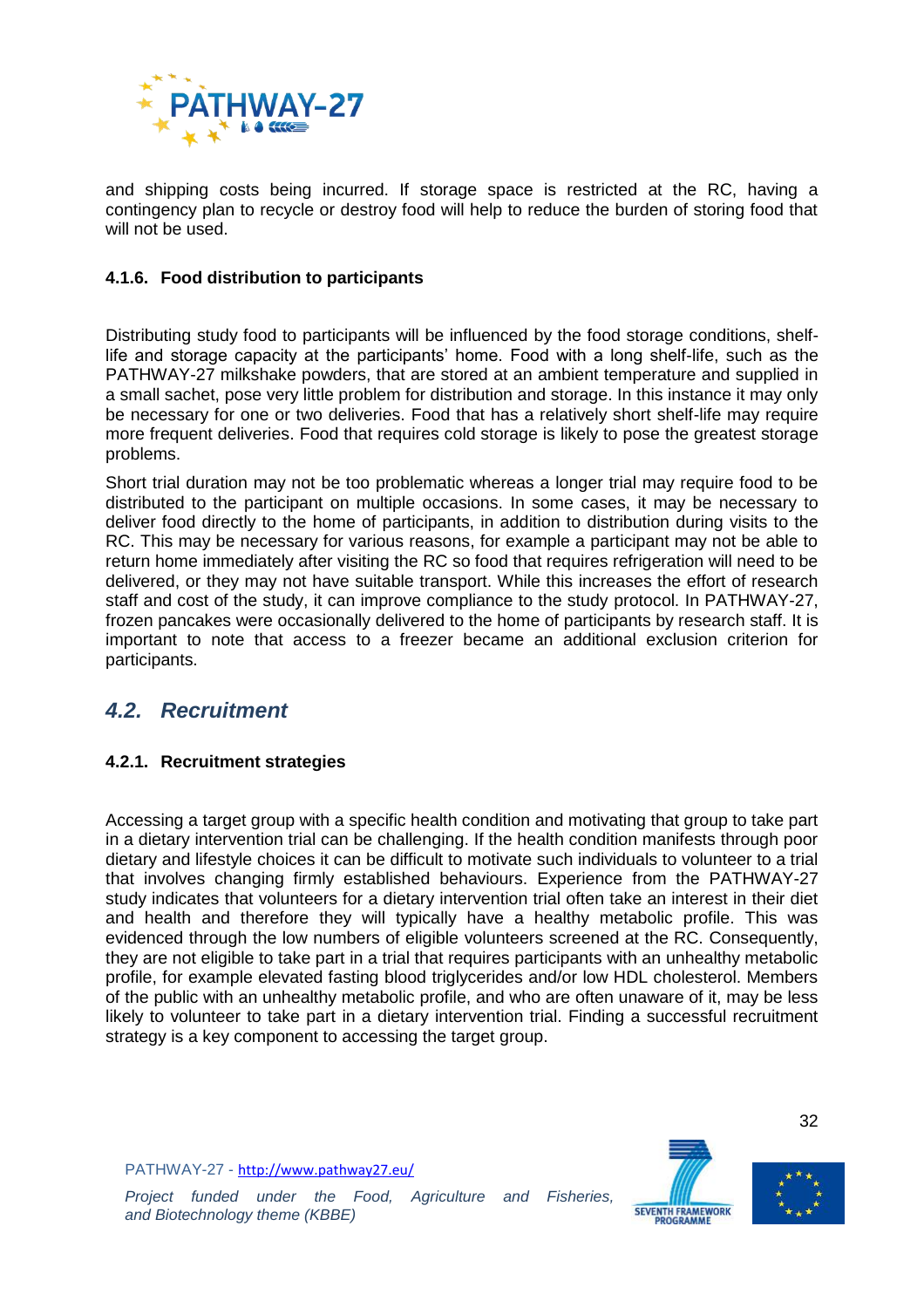and shipping costs being incurred. If storage space is restricted at the RC, having a contingency plan to recycle or destroy food will help to reduce the burden of storing food that will not be used.

#### 4.1.6. Food distribution to participants

Distributing study food to participants will be influenced by the food storage conditions, shelf-life and storage capacity at the participants' home. Food with a long shelf-life, such as the PATHWAY-27 milkshake powders, that are stored at an ambient temperature and supplied in a small sachet, pose very little problem for distribution and storage. In this instance it may only be necessary for one or two deliveries. Food that has a relatively short shelf-life may require more frequent deliveries. Food that requires cold storage is likely to pose the greatest storage problems.

Short trial duration may not be too problematic whereas a longer trial may require food to be distributed to the participant on multiple occasions. In some cases, it may be necessary to deliver food directly to the home of participants, in addition to distribution during visits to the RC. This may be necessary for various reasons, for example a participant may not be able to return home immediately after visiting the RC so food that requires refrigeration will need to be delivered, or they may not have suitable transport. While this increases the effort of research staff and cost of the study, it can improve compliance to the study protocol. In PATHWAY-27, frozen pancakes were occasionally delivered to the home of participants by research staff. It is important to note that access to a freezer became an additional exclusion criterion for participants.

### *4.2. Recruitment*

#### 4.2.1. Recruitment strategies

Accessing a target group with a specific health condition and motivating that group to take part in a dietary intervention trial can be challenging. If the health condition manifests through poor dietary and lifestyle choices it can be difficult to motivate such individuals to volunteer to a trial that involves changing firmly established behaviours. Experience from the PATHWAY-27 study indicates that volunteers for a dietary intervention trial often take an interest in their diet and health and therefore they will typically have a healthy metabolic profile. This was evidenced through the low numbers of eligible volunteers screened at the RC. Consequently, they are not eligible to take part in a trial that requires participants with an unhealthy metabolic profile, for example elevated fasting blood triglycerides and/or low HDL cholesterol. Members of the public with an unhealthy metabolic profile, and who are often unaware of it, may be less likely to volunteer to take part in a dietary intervention trial. Finding a successful recruitment strategy is a key component to accessing the target group.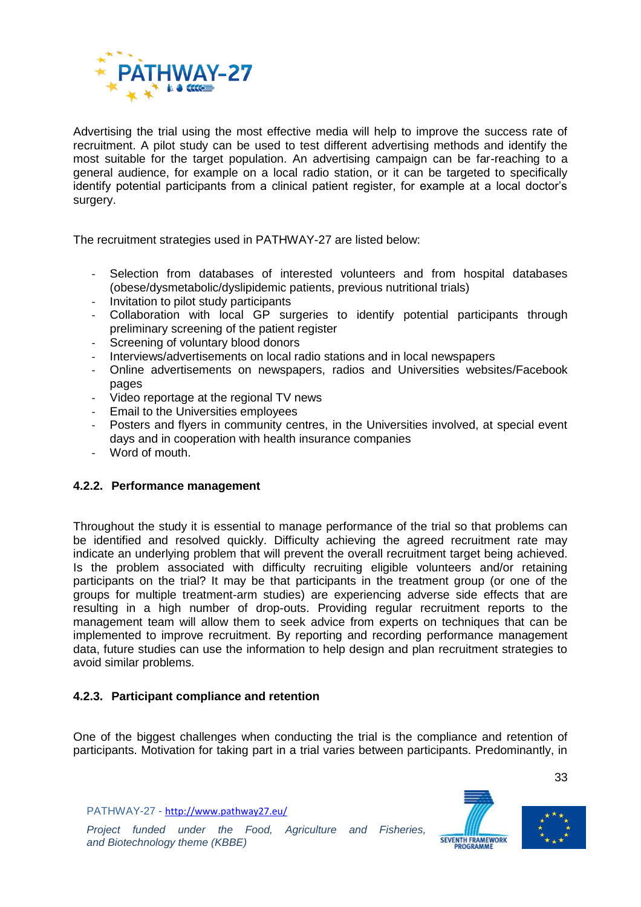Advertising the trial using the most effective media will help to improve the success rate of recruitment. A pilot study can be used to test different advertising methods and identify the most suitable for the target population. An advertising campaign can be far-reaching to a general audience, for example on a local radio station, or it can be targeted to specifically identify potential participants from a clinical patient register, for example at a local doctor's surgery.

The recruitment strategies used in PATHWAY-27 are listed below:

- Selection from databases of interested volunteers and from hospital databases (obese/dysmetabolic/dyslipidemic patients, previous nutritional trials)
- Invitation to pilot study participants
- Collaboration with local GP surgeries to identify potential participants through preliminary screening of the patient register
- Screening of voluntary blood donors
- Interviews/advertisements on local radio stations and in local newspapers
- Online advertisements on newspapers, radios and Universities websites/Facebook pages
- Video reportage at the regional TV news
- Email to the Universities employees
- Posters and flyers in community centres, in the Universities involved, at special event days and in cooperation with health insurance companies
- Word of mouth.

### 4.2.2. Performance management

Throughout the study it is essential to manage performance of the trial so that problems can be identified and resolved quickly. Difficulty achieving the agreed recruitment rate may indicate an underlying problem that will prevent the overall recruitment target being achieved. Is the problem associated with difficulty recruiting eligible volunteers and/or retaining participants on the trial? It may be that participants in the treatment group (or one of the groups for multiple treatment-arm studies) are experiencing adverse side effects that are resulting in a high number of drop-outs. Providing regular recruitment reports to the management team will allow them to seek advice from experts on techniques that can be implemented to improve recruitment. By reporting and recording performance management data, future studies can use the information to help design and plan recruitment strategies to avoid similar problems.

### 4.2.3. Participant compliance and retention

One of the biggest challenges when conducting the trial is the compliance and retention of participants. Motivation for taking part in a trial varies between participants. Predominantly, in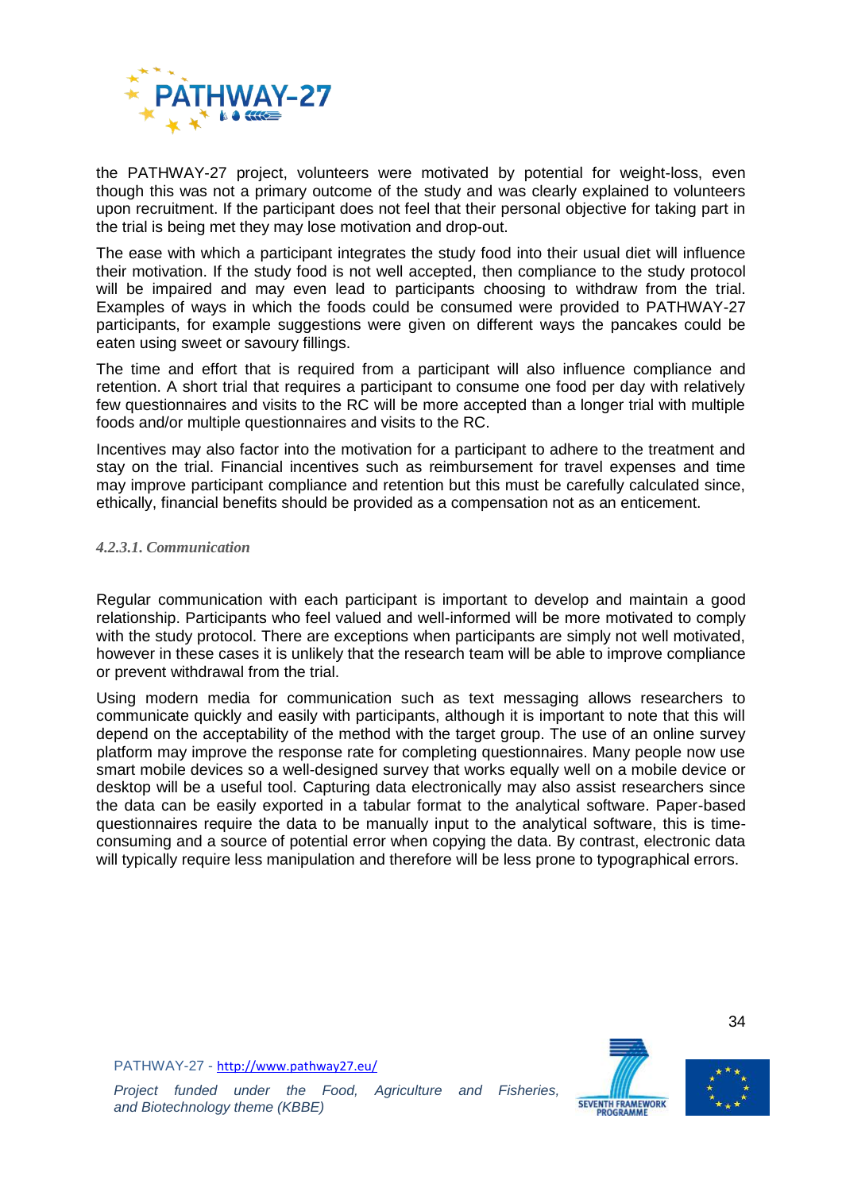the PATHWAY-27 project, volunteers were motivated by potential for weight-loss, even though this was not a primary outcome of the study and was clearly explained to volunteers upon recruitment. If the participant does not feel that their personal objective for taking part in the trial is being met they may lose motivation and drop-out.

The ease with which a participant integrates the study food into their usual diet will influence their motivation. If the study food is not well accepted, then compliance to the study protocol will be impaired and may even lead to participants choosing to withdraw from the trial. Examples of ways in which the foods could be consumed were provided to PATHWAY-27 participants, for example suggestions were given on different ways the pancakes could be eaten using sweet or savoury fillings.

The time and effort that is required from a participant will also influence compliance and retention. A short trial that requires a participant to consume one food per day with relatively few questionnaires and visits to the RC will be more accepted than a longer trial with multiple foods and/or multiple questionnaires and visits to the RC.

Incentives may also factor into the motivation for a participant to adhere to the treatment and stay on the trial. Financial incentives such as reimbursement for travel expenses and time may improve participant compliance and retention but this must be carefully calculated since, ethically, financial benefits should be provided as a compensation not as an enticement.

#### *4.2.3.1. Communication*

Regular communication with each participant is important to develop and maintain a good relationship. Participants who feel valued and well-informed will be more motivated to comply with the study protocol. There are exceptions when participants are simply not well motivated, however in these cases it is unlikely that the research team will be able to improve compliance or prevent withdrawal from the trial.

Using modern media for communication such as text messaging allows researchers to communicate quickly and easily with participants, although it is important to note that this will depend on the acceptability of the method with the target group. The use of an online survey platform may improve the response rate for completing questionnaires. Many people now use smart mobile devices so a well-designed survey that works equally well on a mobile device or desktop will be a useful tool. Capturing data electronically may also assist researchers since the data can be easily exported in a tabular format to the analytical software. Paper-based questionnaires require the data to be manually input to the analytical software, this is time-consuming and a source of potential error when copying the data. By contrast, electronic data will typically require less manipulation and therefore will be less prone to typographical errors.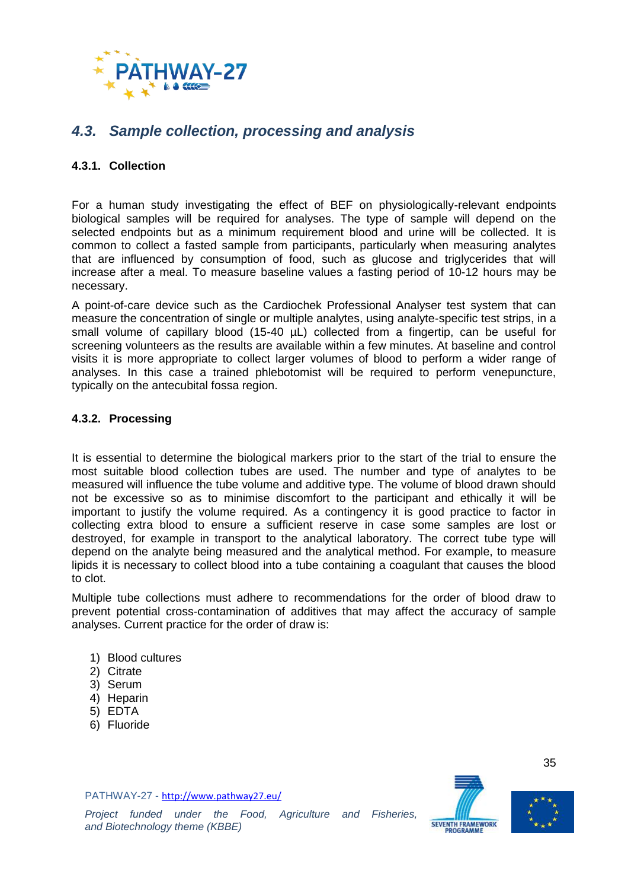## 4.3. *Sample collection, processing and analysis*

### 4.3.1. Collection

For a human study investigating the effect of BEF on physiologically-relevant endpoints biological samples will be required for analyses. The type of sample will depend on the selected endpoints but as a minimum requirement blood and urine will be collected. It is common to collect a fasted sample from participants, particularly when measuring analytes that are influenced by consumption of food, such as glucose and triglycerides that will increase after a meal. To measure baseline values a fasting period of 10-12 hours may be necessary.

A point-of-care device such as the Cardiochek Professional Analyser test system that can measure the concentration of single or multiple analytes, using analyte-specific test strips, in a small volume of capillary blood (15-40 µL) collected from a fingertip, can be useful for screening volunteers as the results are available within a few minutes. At baseline and control visits it is more appropriate to collect larger volumes of blood to perform a wider range of analyses. In this case a trained phlebotomist will be required to perform venepuncture, typically on the antecubital fossa region.

### 4.3.2. Processing

It is essential to determine the biological markers prior to the start of the trial to ensure the most suitable blood collection tubes are used. The number and type of analytes to be measured will influence the tube volume and additive type. The volume of blood drawn should not be excessive so as to minimise discomfort to the participant and ethically it will be important to justify the volume required. As a contingency it is good practice to factor in collecting extra blood to ensure a sufficient reserve in case some samples are lost or destroyed, for example in transport to the analytical laboratory. The correct tube type will depend on the analyte being measured and the analytical method. For example, to measure lipids it is necessary to collect blood into a tube containing a coagulant that causes the blood to clot.

Multiple tube collections must adhere to recommendations for the order of blood draw to prevent potential cross-contamination of additives that may affect the accuracy of sample analyses. Current practice for the order of draw is:

1) Blood cultures
2) Citrate
3) Serum
4) Heparin
5) EDTA
6) Fluoride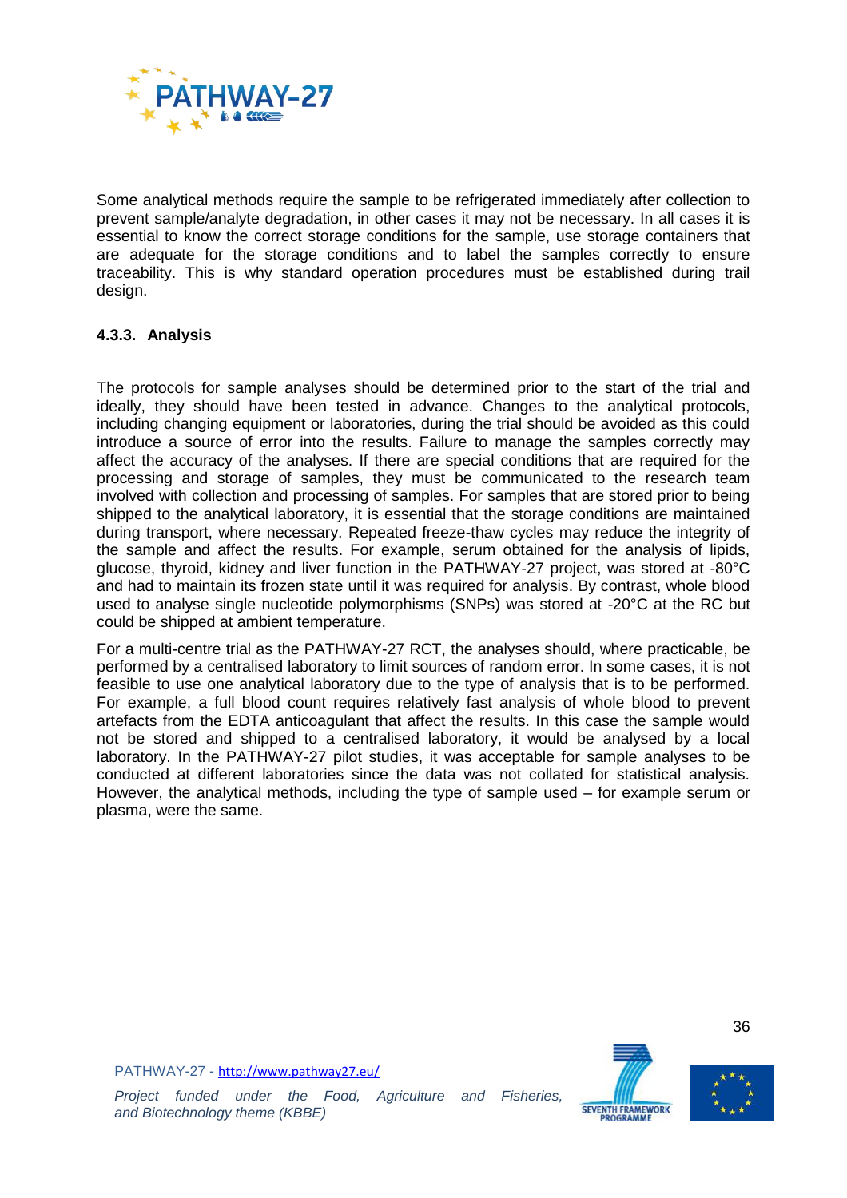Some analytical methods require the sample to be refrigerated immediately after collection to prevent sample/analyte degradation, in other cases it may not be necessary. In all cases it is essential to know the correct storage conditions for the sample, use storage containers that are adequate for the storage conditions and to label the samples correctly to ensure traceability. This is why standard operation procedures must be established during trail design.

### 4.3.3. Analysis

The protocols for sample analyses should be determined prior to the start of the trial and ideally, they should have been tested in advance. Changes to the analytical protocols, including changing equipment or laboratories, during the trial should be avoided as this could introduce a source of error into the results. Failure to manage the samples correctly may affect the accuracy of the analyses. If there are special conditions that are required for the processing and storage of samples, they must be communicated to the research team involved with collection and processing of samples. For samples that are stored prior to being shipped to the analytical laboratory, it is essential that the storage conditions are maintained during transport, where necessary. Repeated freeze-thaw cycles may reduce the integrity of the sample and affect the results. For example, serum obtained for the analysis of lipids, glucose, thyroid, kidney and liver function in the PATHWAY-27 project, was stored at -80°C and had to maintain its frozen state until it was required for analysis. By contrast, whole blood used to analyse single nucleotide polymorphisms (SNPs) was stored at -20°C at the RC but could be shipped at ambient temperature.

For a multi-centre trial as the PATHWAY-27 RCT, the analyses should, where practicable, be performed by a centralised laboratory to limit sources of random error. In some cases, it is not feasible to use one analytical laboratory due to the type of analysis that is to be performed. For example, a full blood count requires relatively fast analysis of whole blood to prevent artefacts from the EDTA anticoagulant that affect the results. In this case the sample would not be stored and shipped to a centralised laboratory, it would be analysed by a local laboratory. In the PATHWAY-27 pilot studies, it was acceptable for sample analyses to be conducted at different laboratories since the data was not collated for statistical analysis. However, the analytical methods, including the type of sample used – for example serum or plasma, were the same.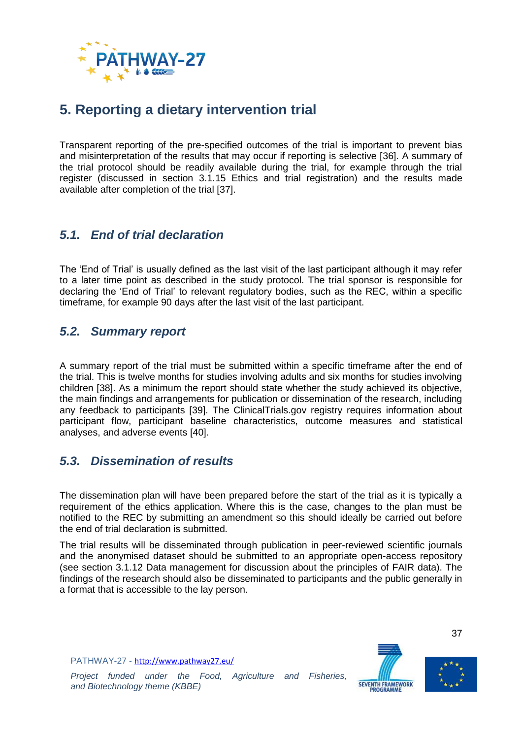# 5. Reporting a dietary intervention trial

Transparent reporting of the pre-specified outcomes of the trial is important to prevent bias and misinterpretation of the results that may occur if reporting is selective [36]. A summary of the trial protocol should be readily available during the trial, for example through the trial register (discussed in section 3.1.15 Ethics and trial registration) and the results made available after completion of the trial [37].

## *5.1. End of trial declaration*

The 'End of Trial' is usually defined as the last visit of the last participant although it may refer to a later time point as described in the study protocol. The trial sponsor is responsible for declaring the 'End of Trial' to relevant regulatory bodies, such as the REC, within a specific timeframe, for example 90 days after the last visit of the last participant.

## *5.2. Summary report*

A summary report of the trial must be submitted within a specific timeframe after the end of the trial. This is twelve months for studies involving adults and six months for studies involving children [38]. As a minimum the report should state whether the study achieved its objective, the main findings and arrangements for publication or dissemination of the research, including any feedback to participants [39]. The ClinicalTrials.gov registry requires information about participant flow, participant baseline characteristics, outcome measures and statistical analyses, and adverse events [40].

## *5.3. Dissemination of results*

The dissemination plan will have been prepared before the start of the trial as it is typically a requirement of the ethics application. Where this is the case, changes to the plan must be notified to the REC by submitting an amendment so this should ideally be carried out before the end of trial declaration is submitted.

The trial results will be disseminated through publication in peer-reviewed scientific journals and the anonymised dataset should be submitted to an appropriate open-access repository (see section 3.1.12 Data management for discussion about the principles of FAIR data). The findings of the research should also be disseminated to participants and the public generally in a format that is accessible to the lay person.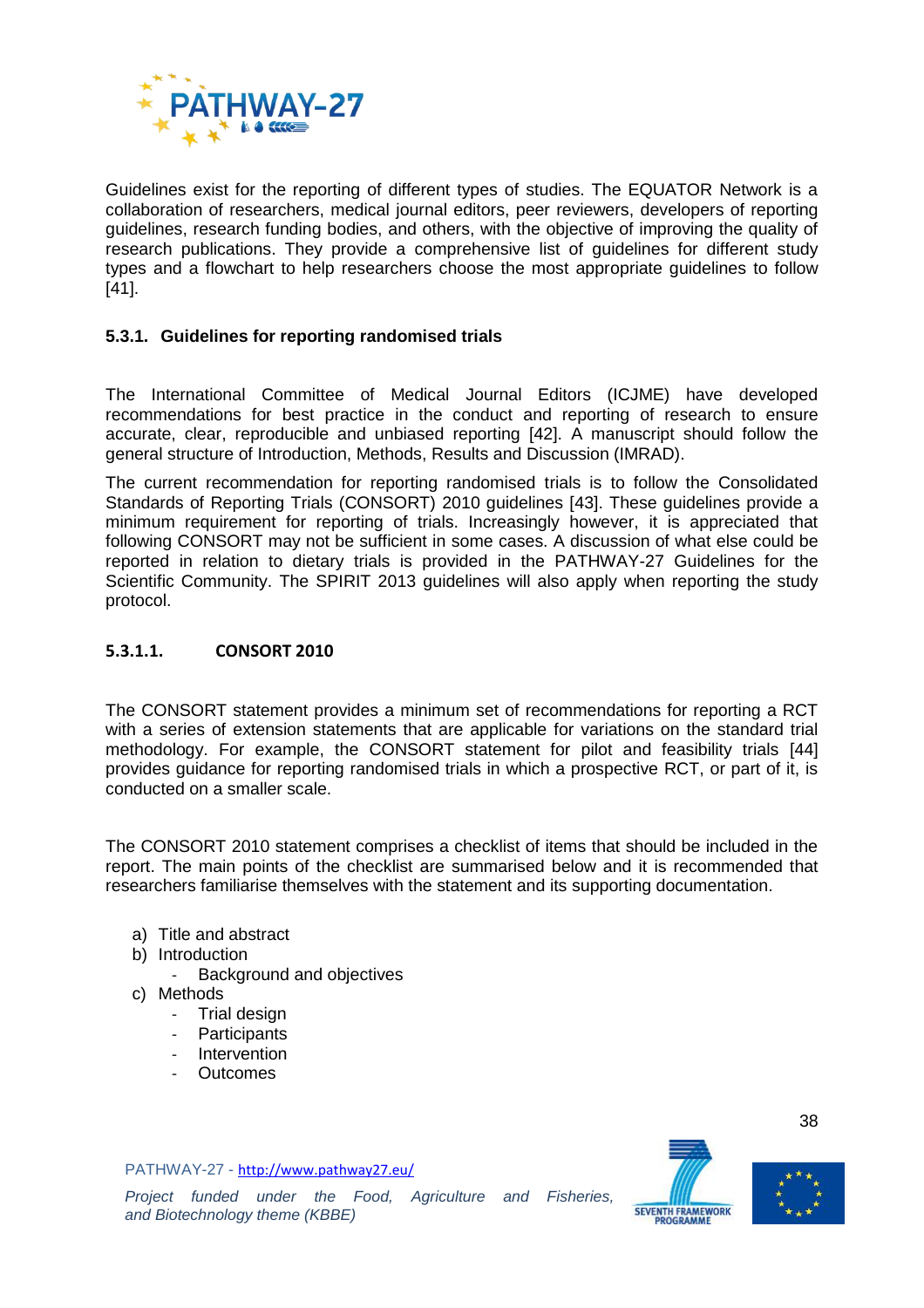Guidelines exist for the reporting of different types of studies. The EQUATOR Network is a collaboration of researchers, medical journal editors, peer reviewers, developers of reporting guidelines, research funding bodies, and others, with the objective of improving the quality of research publications. They provide a comprehensive list of guidelines for different study types and a flowchart to help researchers choose the most appropriate guidelines to follow [41].

### 5.3.1. Guidelines for reporting randomised trials

The International Committee of Medical Journal Editors (ICJME) have developed recommendations for best practice in the conduct and reporting of research to ensure accurate, clear, reproducible and unbiased reporting [42]. A manuscript should follow the general structure of Introduction, Methods, Results and Discussion (IMRAD).

The current recommendation for reporting randomised trials is to follow the Consolidated Standards of Reporting Trials (CONSORT) 2010 guidelines [43]. These guidelines provide a minimum requirement for reporting of trials. Increasingly however, it is appreciated that following CONSORT may not be sufficient in some cases. A discussion of what else could be reported in relation to dietary trials is provided in the PATHWAY-27 Guidelines for the Scientific Community. The SPIRIT 2013 guidelines will also apply when reporting the study protocol.

#### 5.3.1.1. CONSORT 2010

The CONSORT statement provides a minimum set of recommendations for reporting a RCT with a series of extension statements that are applicable for variations on the standard trial methodology. For example, the CONSORT statement for pilot and feasibility trials [44] provides guidance for reporting randomised trials in which a prospective RCT, or part of it, is conducted on a smaller scale.

The CONSORT 2010 statement comprises a checklist of items that should be included in the report. The main points of the checklist are summarised below and it is recommended that researchers familiarise themselves with the statement and its supporting documentation.

a) Title and abstract
b) Introduction
   - Background and objectives
c) Methods
   - Trial design
   - Participants
   - Intervention
   - Outcomes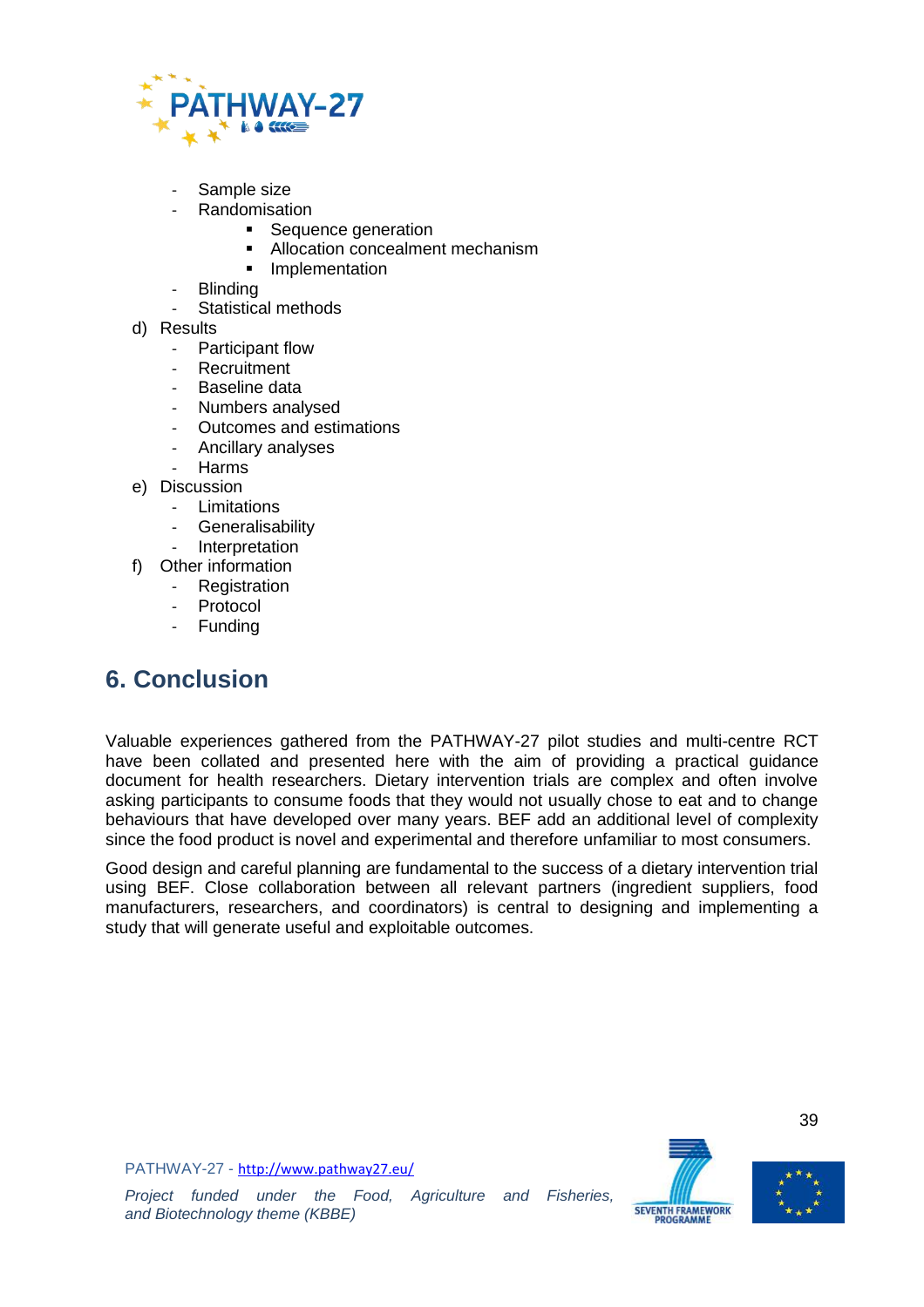- Sample size
- Randomisation
    - Sequence generation
    - Allocation concealment mechanism
    - Implementation
- Blinding
- Statistical methods

d) Results
- Participant flow
- Recruitment
- Baseline data
- Numbers analysed
- Outcomes and estimations
- Ancillary analyses
- Harms

e) Discussion
- Limitations
- Generalisability
- Interpretation

f) Other information
- Registration
- Protocol
- Funding

## 6. Conclusion

Valuable experiences gathered from the PATHWAY-27 pilot studies and multi-centre RCT have been collated and presented here with the aim of providing a practical guidance document for health researchers. Dietary intervention trials are complex and often involve asking participants to consume foods that they would not usually chose to eat and to change behaviours that have developed over many years. BEF add an additional level of complexity since the food product is novel and experimental and therefore unfamiliar to most consumers.

Good design and careful planning are fundamental to the success of a dietary intervention trial using BEF. Close collaboration between all relevant partners (ingredient suppliers, food manufacturers, researchers, and coordinators) is central to designing and implementing a study that will generate useful and exploitable outcomes.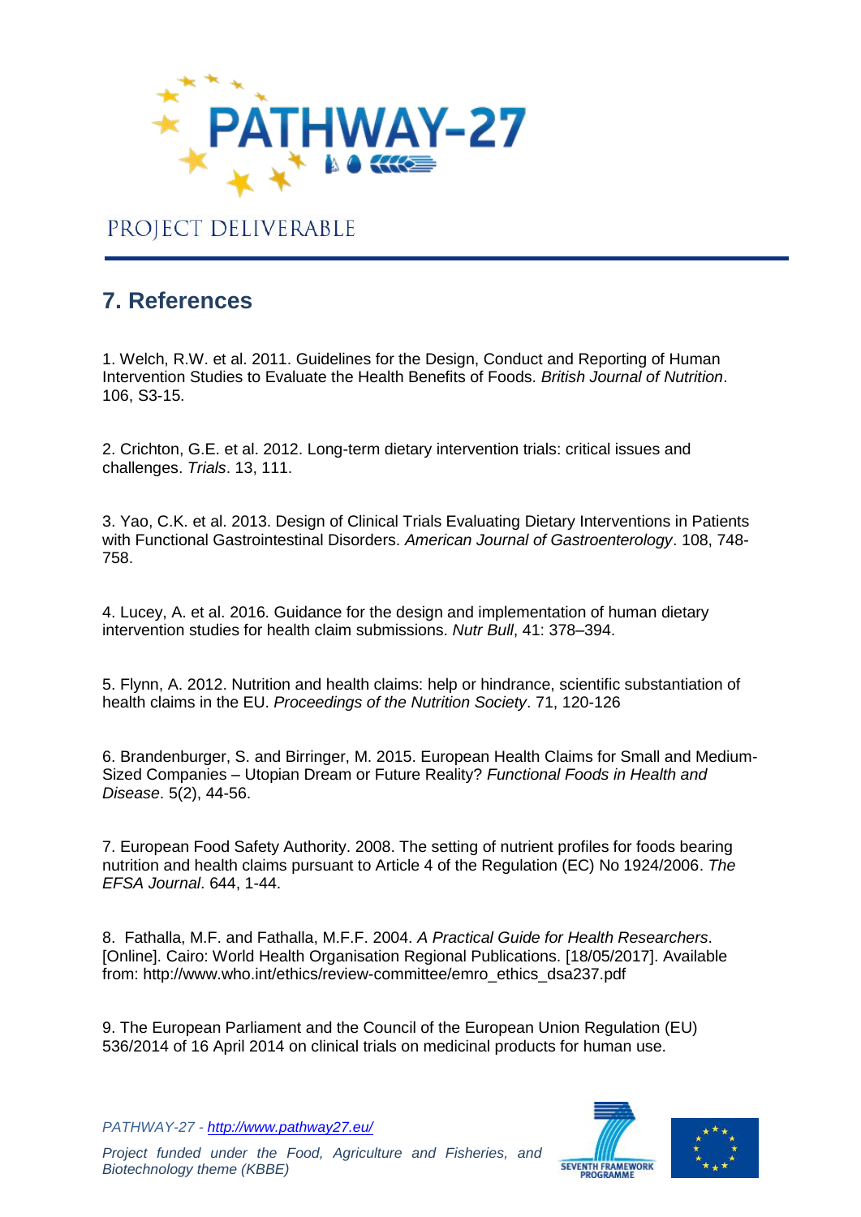## 7. References

1. Welch, R.W. et al. 2011. Guidelines for the Design, Conduct and Reporting of Human Intervention Studies to Evaluate the Health Benefits of Foods. *British Journal of Nutrition*. 106, S3-15.

2. Crichton, G.E. et al. 2012. Long-term dietary intervention trials: critical issues and challenges. *Trials*. 13, 111.

3. Yao, C.K. et al. 2013. Design of Clinical Trials Evaluating Dietary Interventions in Patients with Functional Gastrointestinal Disorders. *American Journal of Gastroenterology*. 108, 748-758.

4. Lucey, A. et al. 2016. Guidance for the design and implementation of human dietary intervention studies for health claim submissions. *Nutr Bull*, 41: 378–394.

5. Flynn, A. 2012. Nutrition and health claims: help or hindrance, scientific substantiation of health claims in the EU. *Proceedings of the Nutrition Society*. 71, 120-126

6. Brandenburger, S. and Birringer, M. 2015. European Health Claims for Small and Medium-Sized Companies – Utopian Dream or Future Reality? *Functional Foods in Health and Disease*. 5(2), 44-56.

7. European Food Safety Authority. 2008. The setting of nutrient profiles for foods bearing nutrition and health claims pursuant to Article 4 of the Regulation (EC) No 1924/2006. *The EFSA Journal*. 644, 1-44.

8. Fathalla, M.F. and Fathalla, M.F.F. 2004. *A Practical Guide for Health Researchers*. [Online]. Cairo: World Health Organisation Regional Publications. [18/05/2017]. Available from: http://www.who.int/ethics/review-committee/emro_ethics_dsa237.pdf

9. The European Parliament and the Council of the European Union Regulation (EU) 536/2014 of 16 April 2014 on clinical trials on medicinal products for human use.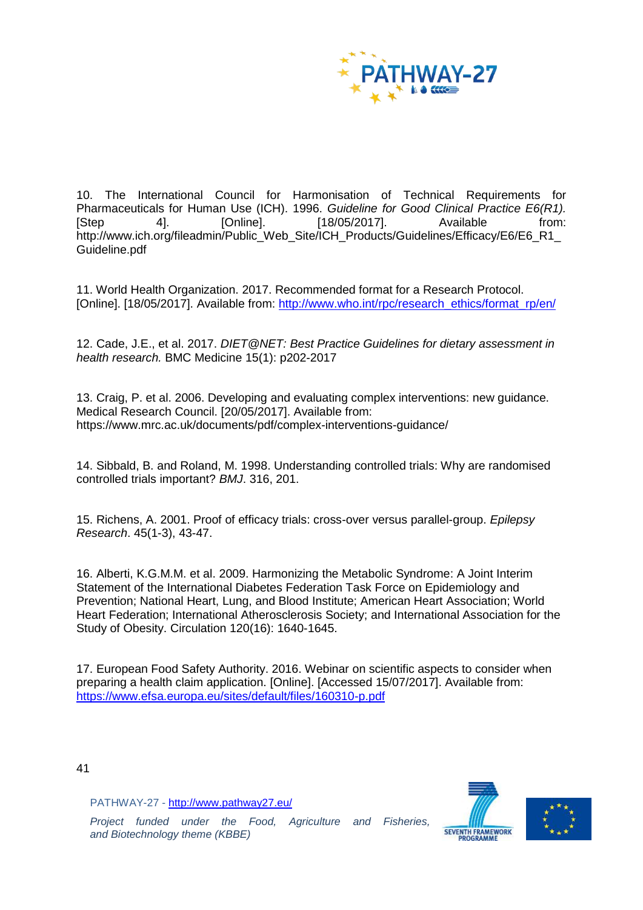10. The International Council for Harmonisation of Technical Requirements for Pharmaceuticals for Human Use (ICH). 1996. *Guideline for Good Clinical Practice E6(R1).* [Step 4]. [Online]. [18/05/2017]. Available from: http://www.ich.org/fileadmin/Public_Web_Site/ICH_Products/Guidelines/Efficacy/E6/E6_R1_Guideline.pdf

11. World Health Organization. 2017. Recommended format for a Research Protocol. [Online]. [18/05/2017]. Available from: http://www.who.int/rpc/research_ethics/format_rp/en/

12. Cade, J.E., et al. 2017. *DIET@NET: Best Practice Guidelines for dietary assessment in health research.* BMC Medicine 15(1): p202-2017

13. Craig, P. et al. 2006. Developing and evaluating complex interventions: new guidance. Medical Research Council. [20/05/2017]. Available from: https://www.mrc.ac.uk/documents/pdf/complex-interventions-guidance/

14. Sibbald, B. and Roland, M. 1998. Understanding controlled trials: Why are randomised controlled trials important? *BMJ*. 316, 201.

15. Richens, A. 2001. Proof of efficacy trials: cross-over versus parallel-group. *Epilepsy Research*. 45(1-3), 43-47.

16. Alberti, K.G.M.M. et al. 2009. Harmonizing the Metabolic Syndrome: A Joint Interim Statement of the International Diabetes Federation Task Force on Epidemiology and Prevention; National Heart, Lung, and Blood Institute; American Heart Association; World Heart Federation; International Atherosclerosis Society; and International Association for the Study of Obesity. Circulation 120(16): 1640-1645.

17. European Food Safety Authority. 2016. Webinar on scientific aspects to consider when preparing a health claim application. [Online]. [Accessed 15/07/2017]. Available from: https://www.efsa.europa.eu/sites/default/files/160310-p.pdf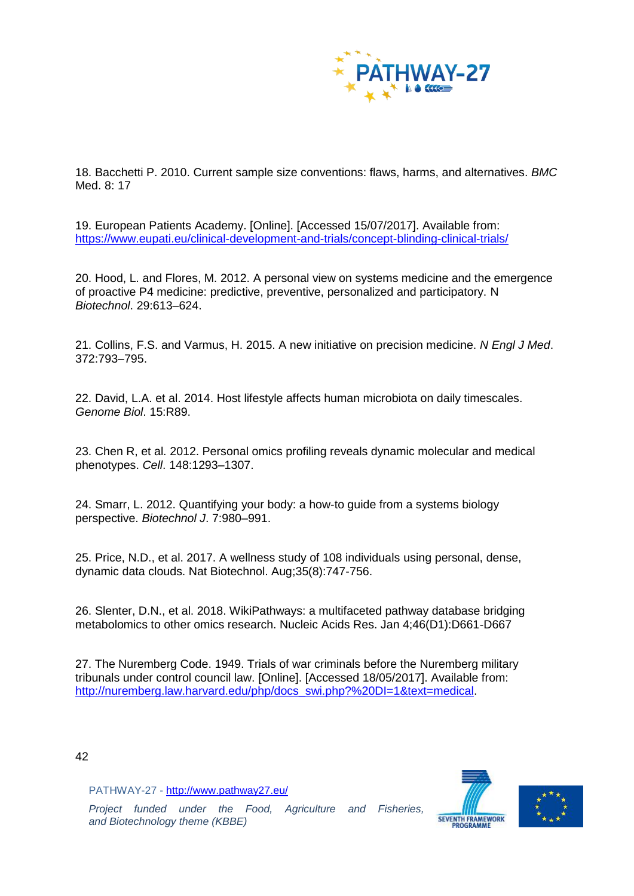18. Bacchetti P. 2010. Current sample size conventions: flaws, harms, and alternatives. *BMC* Med. 8: 17

19. European Patients Academy. [Online]. [Accessed 15/07/2017]. Available from: https://www.eupati.eu/clinical-development-and-trials/concept-blinding-clinical-trials/

20. Hood, L. and Flores, M. 2012. A personal view on systems medicine and the emergence of proactive P4 medicine: predictive, preventive, personalized and participatory. N *Biotechnol*. 29:613–624.

21. Collins, F.S. and Varmus, H. 2015. A new initiative on precision medicine. *N Engl J Med*. 372:793–795.

22. David, L.A. et al. 2014. Host lifestyle affects human microbiota on daily timescales. *Genome Biol*. 15:R89.

23. Chen R, et al. 2012. Personal omics profiling reveals dynamic molecular and medical phenotypes. *Cell*. 148:1293–1307.

24. Smarr, L. 2012. Quantifying your body: a how-to guide from a systems biology perspective. *Biotechnol J*. 7:980–991.

25. Price, N.D., et al. 2017. A wellness study of 108 individuals using personal, dense, dynamic data clouds. Nat Biotechnol. Aug;35(8):747-756.

26. Slenter, D.N., et al. 2018. WikiPathways: a multifaceted pathway database bridging metabolomics to other omics research. Nucleic Acids Res. Jan 4;46(D1):D661-D667

27. The Nuremberg Code. 1949. Trials of war criminals before the Nuremberg military tribunals under control council law. [Online]. [Accessed 18/05/2017]. Available from: http://nuremberg.law.harvard.edu/php/docs_swi.php?%20DI=1&text=medical.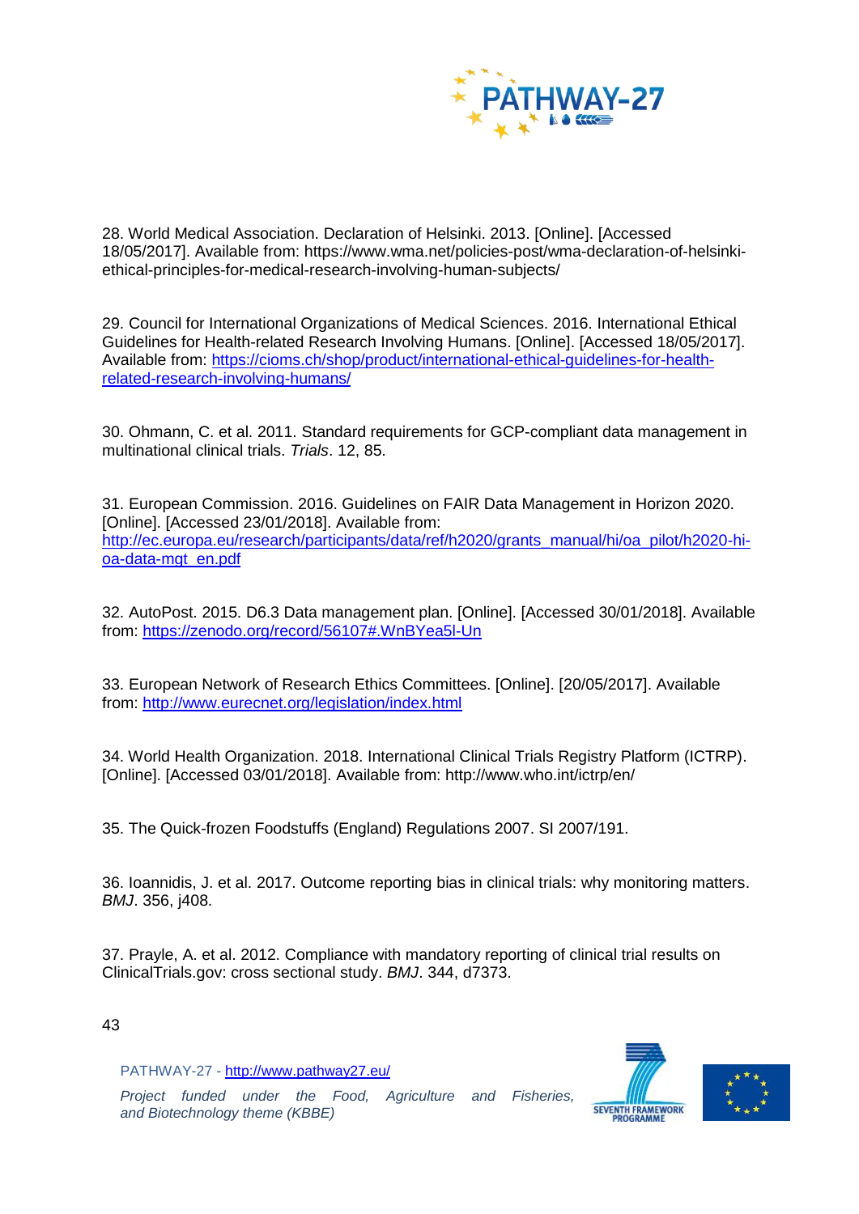28. World Medical Association. Declaration of Helsinki. 2013. [Online]. [Accessed 18/05/2017]. Available from: https://www.wma.net/policies-post/wma-declaration-of-helsinki-ethical-principles-for-medical-research-involving-human-subjects/

29. Council for International Organizations of Medical Sciences. 2016. International Ethical Guidelines for Health-related Research Involving Humans. [Online]. [Accessed 18/05/2017]. Available from: https://cioms.ch/shop/product/international-ethical-guidelines-for-health-related-research-involving-humans/

30. Ohmann, C. et al. 2011. Standard requirements for GCP-compliant data management in multinational clinical trials. *Trials*. 12, 85.

31. European Commission. 2016. Guidelines on FAIR Data Management in Horizon 2020. [Online]. [Accessed 23/01/2018]. Available from: http://ec.europa.eu/research/participants/data/ref/h2020/grants_manual/hi/oa_pilot/h2020-hi-oa-data-mgt_en.pdf

32. AutoPost. 2015. D6.3 Data management plan. [Online]. [Accessed 30/01/2018]. Available from: https://zenodo.org/record/56107#.WnBYea5l-Un

33. European Network of Research Ethics Committees. [Online]. [20/05/2017]. Available from: http://www.eurecnet.org/legislation/index.html

34. World Health Organization. 2018. International Clinical Trials Registry Platform (ICTRP). [Online]. [Accessed 03/01/2018]. Available from: http://www.who.int/ictrp/en/

35. The Quick-frozen Foodstuffs (England) Regulations 2007. SI 2007/191.

36. Ioannidis, J. et al. 2017. Outcome reporting bias in clinical trials: why monitoring matters. *BMJ*. 356, j408.

37. Prayle, A. et al. 2012. Compliance with mandatory reporting of clinical trial results on ClinicalTrials.gov: cross sectional study. *BMJ*. 344, d7373.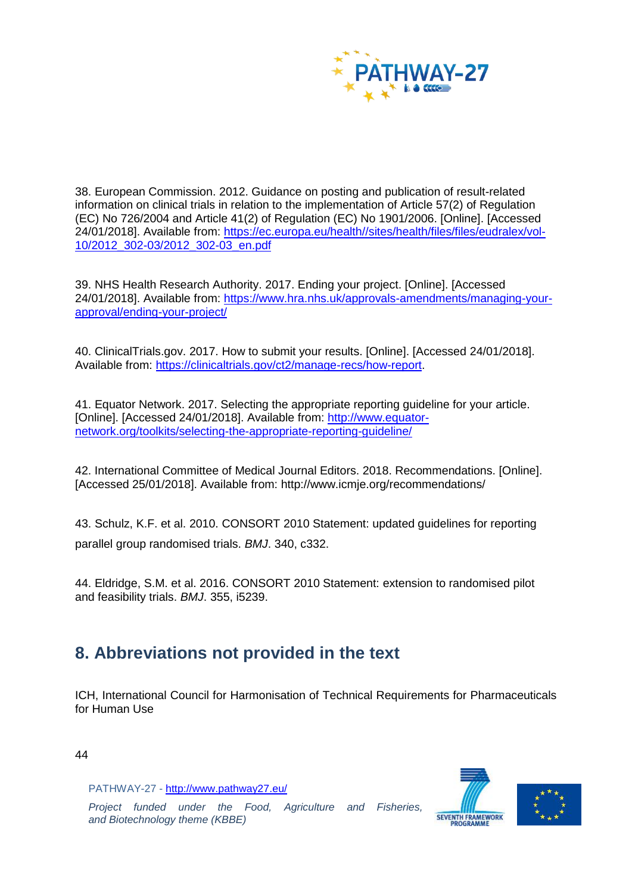38. European Commission. 2012. Guidance on posting and publication of result-related information on clinical trials in relation to the implementation of Article 57(2) of Regulation (EC) No 726/2004 and Article 41(2) of Regulation (EC) No 1901/2006. [Online]. [Accessed 24/01/2018]. Available from: https://ec.europa.eu/health//sites/health/files/files/eudralex/vol-10/2012_302-03/2012_302-03_en.pdf

39. NHS Health Research Authority. 2017. Ending your project. [Online]. [Accessed 24/01/2018]. Available from: https://www.hra.nhs.uk/approvals-amendments/managing-your-approval/ending-your-project/

40. ClinicalTrials.gov. 2017. How to submit your results. [Online]. [Accessed 24/01/2018]. Available from: https://clinicaltrials.gov/ct2/manage-recs/how-report.

41. Equator Network. 2017. Selecting the appropriate reporting guideline for your article. [Online]. [Accessed 24/01/2018]. Available from: http://www.equator-network.org/toolkits/selecting-the-appropriate-reporting-guideline/

42. International Committee of Medical Journal Editors. 2018. Recommendations. [Online]. [Accessed 25/01/2018]. Available from: http://www.icmje.org/recommendations/

43. Schulz, K.F. et al. 2010. CONSORT 2010 Statement: updated guidelines for reporting parallel group randomised trials. *BMJ*. 340, c332.

44. Eldridge, S.M. et al. 2016. CONSORT 2010 Statement: extension to randomised pilot and feasibility trials. *BMJ*. 355, i5239.

## 8. Abbreviations not provided in the text

ICH, International Council for Harmonisation of Technical Requirements for Pharmaceuticals for Human Use